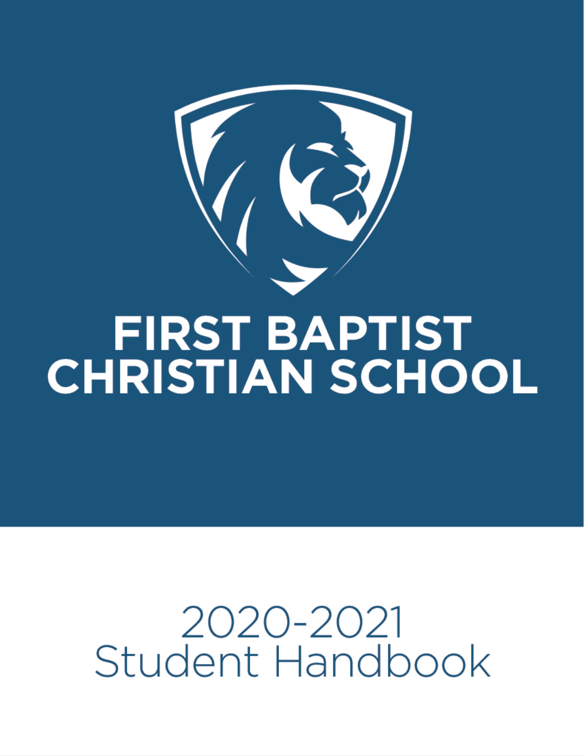# FIRST BAPTIST CHRISTIAN SCHOOL

2020-2021
Student Handbook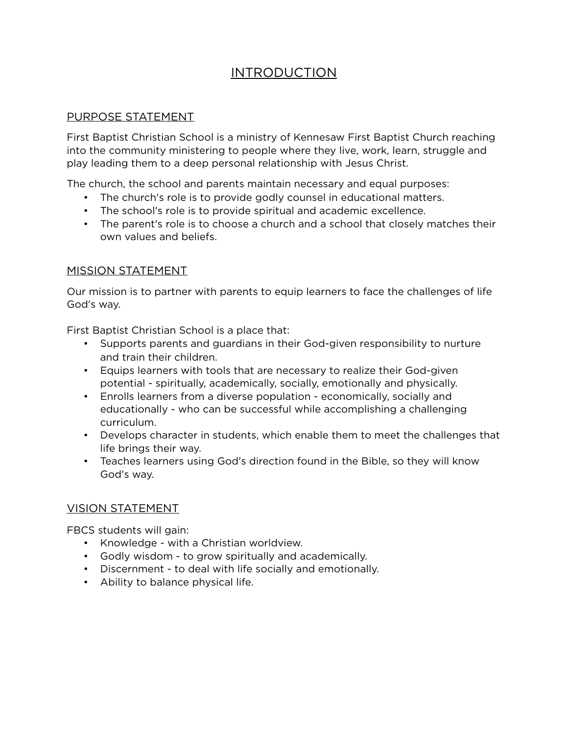# INTRODUCTION

## PURPOSE STATEMENT

First Baptist Christian School is a ministry of Kennesaw First Baptist Church reaching into the community ministering to people where they live, work, learn, struggle and play leading them to a deep personal relationship with Jesus Christ.

The church, the school and parents maintain necessary and equal purposes:

- The church's role is to provide godly counsel in educational matters.
- The school's role is to provide spiritual and academic excellence.
- The parent's role is to choose a church and a school that closely matches their own values and beliefs.

## MISSION STATEMENT

Our mission is to partner with parents to equip learners to face the challenges of life God's way.

First Baptist Christian School is a place that:

- Supports parents and guardians in their God-given responsibility to nurture and train their children.
- Equips learners with tools that are necessary to realize their God-given potential - spiritually, academically, socially, emotionally and physically.
- Enrolls learners from a diverse population - economically, socially and educationally - who can be successful while accomplishing a challenging curriculum.
- Develops character in students, which enable them to meet the challenges that life brings their way.
- Teaches learners using God's direction found in the Bible, so they will know God's way.

## VISION STATEMENT

FBCS students will gain:

- Knowledge - with a Christian worldview.
- Godly wisdom - to grow spiritually and academically.
- Discernment - to deal with life socially and emotionally.
- Ability to balance physical life.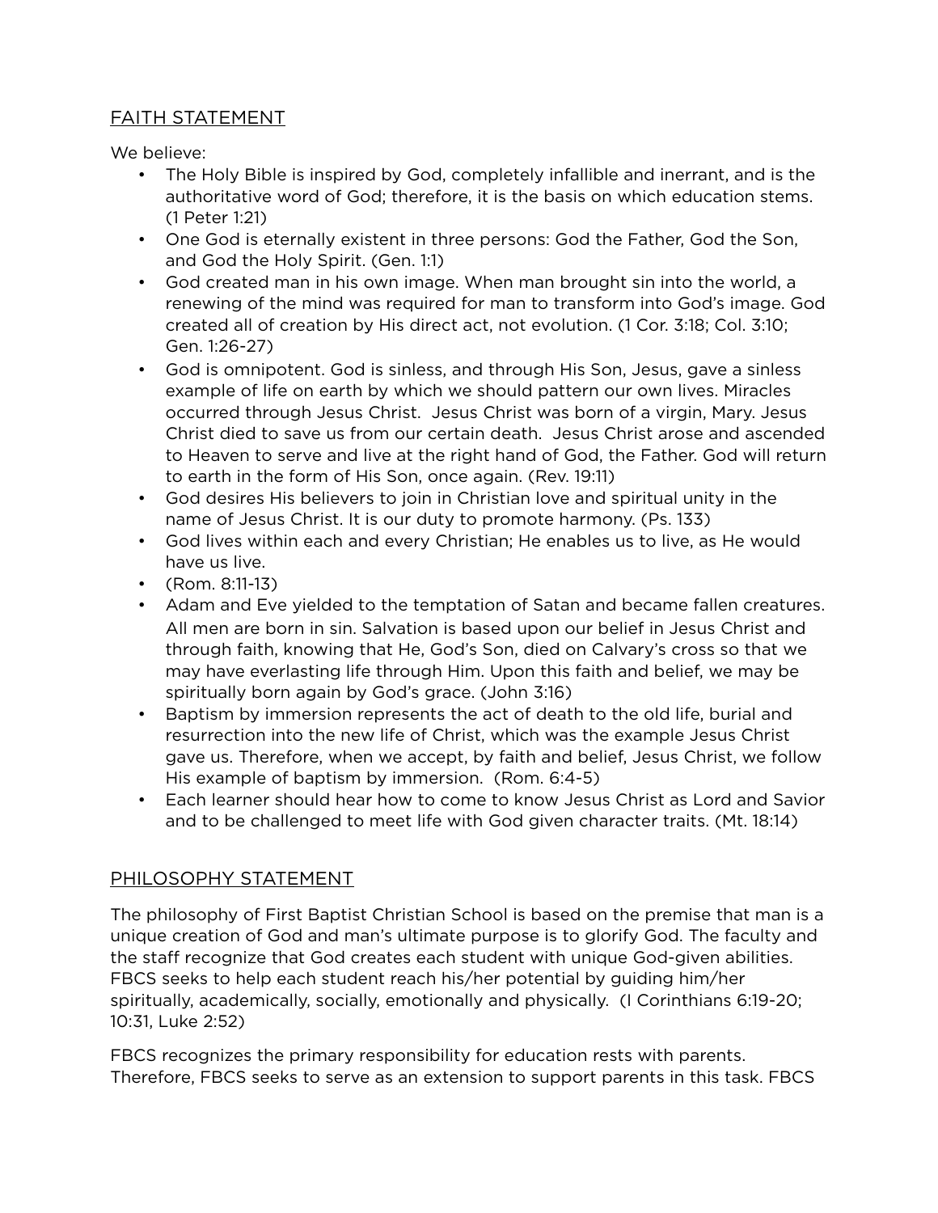## FAITH STATEMENT

We believe:

- The Holy Bible is inspired by God, completely infallible and inerrant, and is the authoritative word of God; therefore, it is the basis on which education stems. (1 Peter 1:21)
- One God is eternally existent in three persons: God the Father, God the Son, and God the Holy Spirit. (Gen. 1:1)
- God created man in his own image. When man brought sin into the world, a renewing of the mind was required for man to transform into God's image. God created all of creation by His direct act, not evolution. (1 Cor. 3:18; Col. 3:10; Gen. 1:26-27)
- God is omnipotent. God is sinless, and through His Son, Jesus, gave a sinless example of life on earth by which we should pattern our own lives. Miracles occurred through Jesus Christ. Jesus Christ was born of a virgin, Mary. Jesus Christ died to save us from our certain death. Jesus Christ arose and ascended to Heaven to serve and live at the right hand of God, the Father. God will return to earth in the form of His Son, once again. (Rev. 19:11)
- God desires His believers to join in Christian love and spiritual unity in the name of Jesus Christ. It is our duty to promote harmony. (Ps. 133)
- God lives within each and every Christian; He enables us to live, as He would have us live.
- (Rom. 8:11-13)
- Adam and Eve yielded to the temptation of Satan and became fallen creatures. All men are born in sin. Salvation is based upon our belief in Jesus Christ and through faith, knowing that He, God's Son, died on Calvary's cross so that we may have everlasting life through Him. Upon this faith and belief, we may be spiritually born again by God's grace. (John 3:16)
- Baptism by immersion represents the act of death to the old life, burial and resurrection into the new life of Christ, which was the example Jesus Christ gave us. Therefore, when we accept, by faith and belief, Jesus Christ, we follow His example of baptism by immersion. (Rom. 6:4-5)
- Each learner should hear how to come to know Jesus Christ as Lord and Savior and to be challenged to meet life with God given character traits. (Mt. 18:14)

## PHILOSOPHY STATEMENT

The philosophy of First Baptist Christian School is based on the premise that man is a unique creation of God and man's ultimate purpose is to glorify God. The faculty and the staff recognize that God creates each student with unique God-given abilities. FBCS seeks to help each student reach his/her potential by guiding him/her spiritually, academically, socially, emotionally and physically. (I Corinthians 6:19-20; 10:31, Luke 2:52)

FBCS recognizes the primary responsibility for education rests with parents. Therefore, FBCS seeks to serve as an extension to support parents in this task. FBCS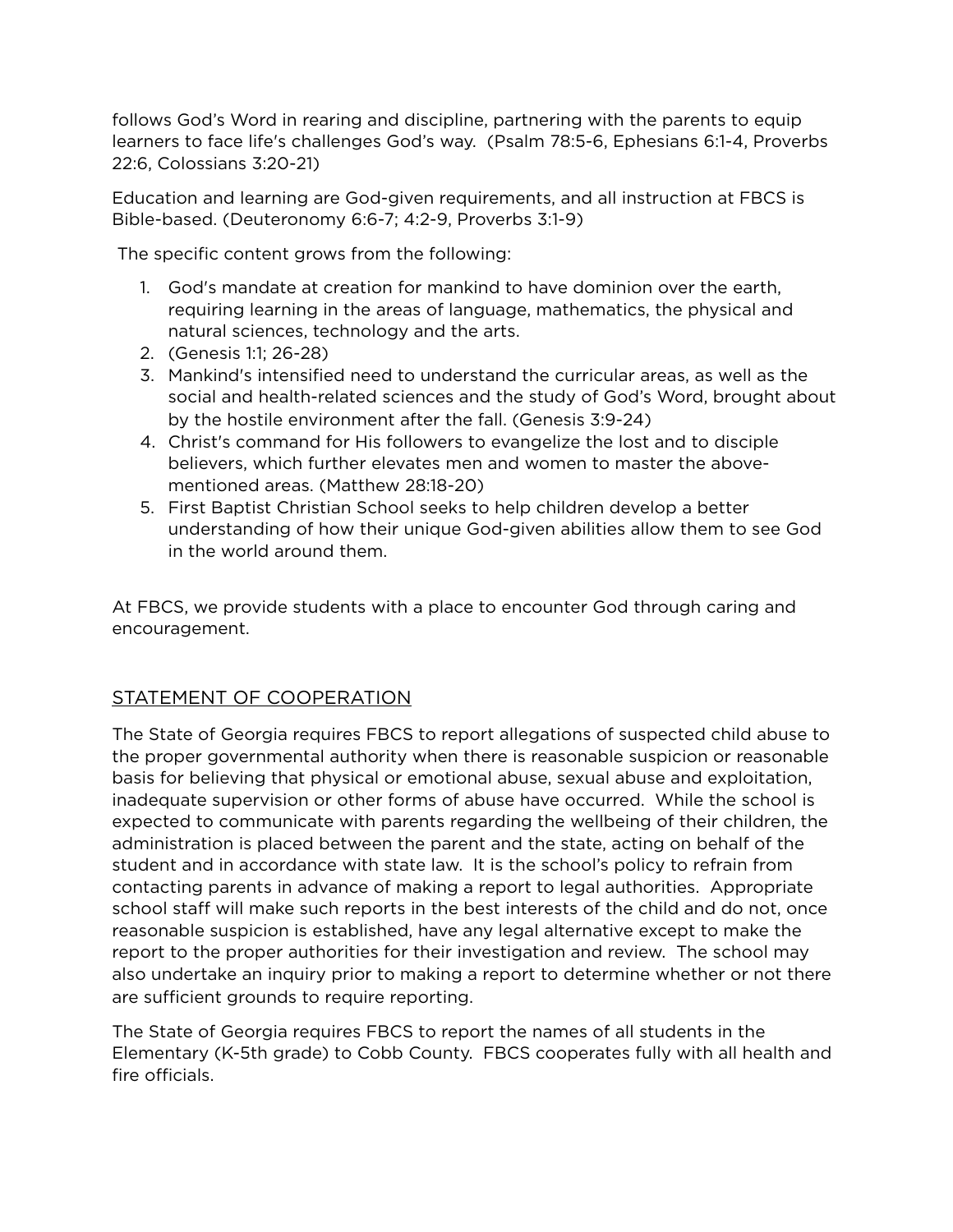follows God's Word in rearing and discipline, partnering with the parents to equip learners to face life's challenges God's way. (Psalm 78:5-6, Ephesians 6:1-4, Proverbs 22:6, Colossians 3:20-21)

Education and learning are God-given requirements, and all instruction at FBCS is Bible-based. (Deuteronomy 6:6-7; 4:2-9, Proverbs 3:1-9)

The specific content grows from the following:

1. God's mandate at creation for mankind to have dominion over the earth, requiring learning in the areas of language, mathematics, the physical and natural sciences, technology and the arts.
2. (Genesis 1:1; 26-28)
3. Mankind's intensified need to understand the curricular areas, as well as the social and health-related sciences and the study of God's Word, brought about by the hostile environment after the fall. (Genesis 3:9-24)
4. Christ's command for His followers to evangelize the lost and to disciple believers, which further elevates men and women to master the above-mentioned areas. (Matthew 28:18-20)
5. First Baptist Christian School seeks to help children develop a better understanding of how their unique God-given abilities allow them to see God in the world around them.

At FBCS, we provide students with a place to encounter God through caring and encouragement.

## STATEMENT OF COOPERATION

The State of Georgia requires FBCS to report allegations of suspected child abuse to the proper governmental authority when there is reasonable suspicion or reasonable basis for believing that physical or emotional abuse, sexual abuse and exploitation, inadequate supervision or other forms of abuse have occurred. While the school is expected to communicate with parents regarding the wellbeing of their children, the administration is placed between the parent and the state, acting on behalf of the student and in accordance with state law. It is the school's policy to refrain from contacting parents in advance of making a report to legal authorities. Appropriate school staff will make such reports in the best interests of the child and do not, once reasonable suspicion is established, have any legal alternative except to make the report to the proper authorities for their investigation and review. The school may also undertake an inquiry prior to making a report to determine whether or not there are sufficient grounds to require reporting.

The State of Georgia requires FBCS to report the names of all students in the Elementary (K-5th grade) to Cobb County. FBCS cooperates fully with all health and fire officials.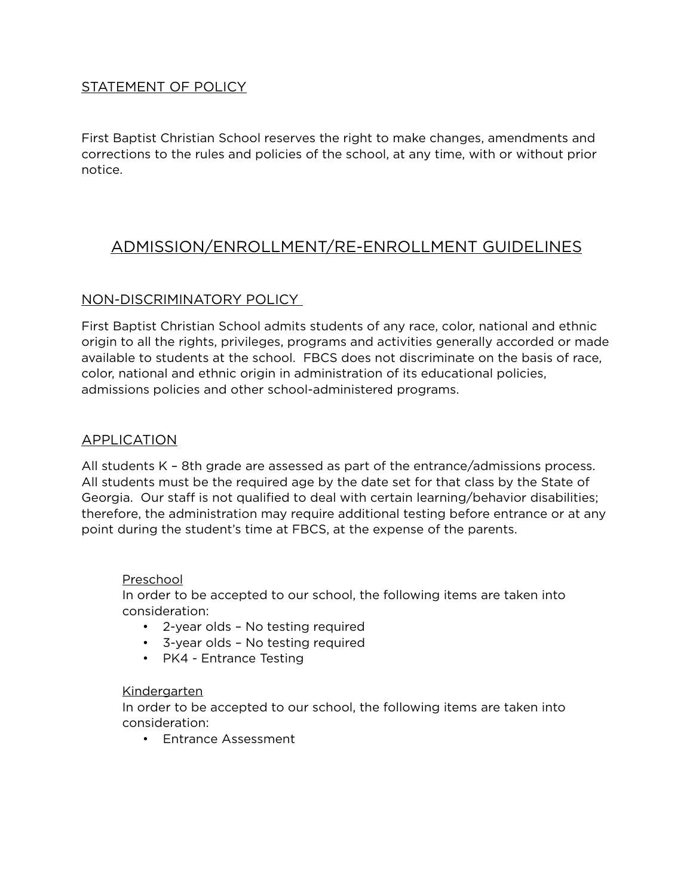## STATEMENT OF POLICY

First Baptist Christian School reserves the right to make changes, amendments and corrections to the rules and policies of the school, at any time, with or without prior notice.

# ADMISSION/ENROLLMENT/RE-ENROLLMENT GUIDELINES

## NON-DISCRIMINATORY POLICY

First Baptist Christian School admits students of any race, color, national and ethnic origin to all the rights, privileges, programs and activities generally accorded or made available to students at the school. FBCS does not discriminate on the basis of race, color, national and ethnic origin in administration of its educational policies, admissions policies and other school-administered programs.

## APPLICATION

All students K – 8th grade are assessed as part of the entrance/admissions process. All students must be the required age by the date set for that class by the State of Georgia. Our staff is not qualified to deal with certain learning/behavior disabilities; therefore, the administration may require additional testing before entrance or at any point during the student's time at FBCS, at the expense of the parents.

### Preschool

In order to be accepted to our school, the following items are taken into consideration:

- 2-year olds – No testing required
- 3-year olds – No testing required
- PK4 - Entrance Testing

### Kindergarten

In order to be accepted to our school, the following items are taken into consideration:

- Entrance Assessment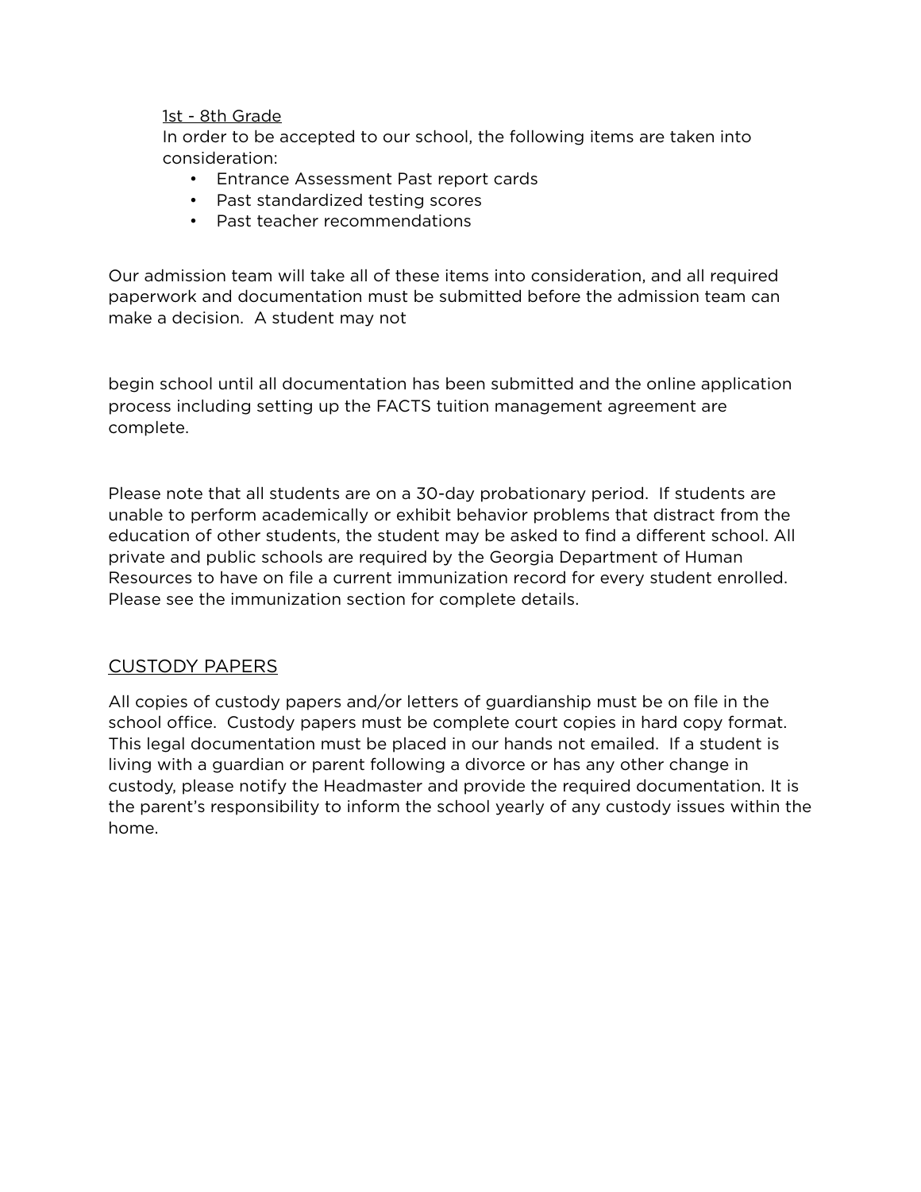1st - 8th Grade

In order to be accepted to our school, the following items are taken into consideration:

- Entrance Assessment Past report cards
- Past standardized testing scores
- Past teacher recommendations

Our admission team will take all of these items into consideration, and all required paperwork and documentation must be submitted before the admission team can make a decision. A student may not

begin school until all documentation has been submitted and the online application process including setting up the FACTS tuition management agreement are complete.

Please note that all students are on a 30-day probationary period. If students are unable to perform academically or exhibit behavior problems that distract from the education of other students, the student may be asked to find a different school. All private and public schools are required by the Georgia Department of Human Resources to have on file a current immunization record for every student enrolled. Please see the immunization section for complete details.

## CUSTODY PAPERS

All copies of custody papers and/or letters of guardianship must be on file in the school office. Custody papers must be complete court copies in hard copy format. This legal documentation must be placed in our hands not emailed. If a student is living with a guardian or parent following a divorce or has any other change in custody, please notify the Headmaster and provide the required documentation. It is the parent's responsibility to inform the school yearly of any custody issues within the home.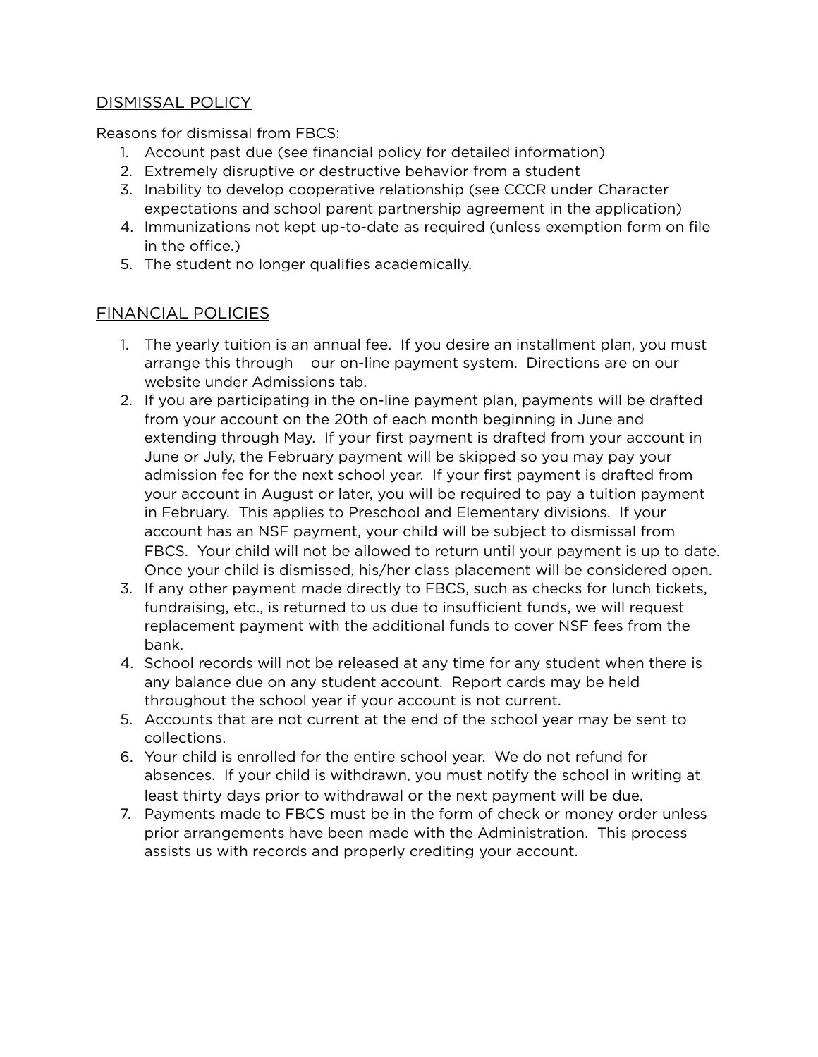## DISMISSAL POLICY

Reasons for dismissal from FBCS:

1. Account past due (see financial policy for detailed information)
2. Extremely disruptive or destructive behavior from a student
3. Inability to develop cooperative relationship (see CCCR under Character expectations and school parent partnership agreement in the application)
4. Immunizations not kept up-to-date as required (unless exemption form on file in the office.)
5. The student no longer qualifies academically.

## FINANCIAL POLICIES

1. The yearly tuition is an annual fee. If you desire an installment plan, you must arrange this through our on-line payment system. Directions are on our website under Admissions tab.
2. If you are participating in the on-line payment plan, payments will be drafted from your account on the 20th of each month beginning in June and extending through May. If your first payment is drafted from your account in June or July, the February payment will be skipped so you may pay your admission fee for the next school year. If your first payment is drafted from your account in August or later, you will be required to pay a tuition payment in February. This applies to Preschool and Elementary divisions. If your account has an NSF payment, your child will be subject to dismissal from FBCS. Your child will not be allowed to return until your payment is up to date. Once your child is dismissed, his/her class placement will be considered open.
3. If any other payment made directly to FBCS, such as checks for lunch tickets, fundraising, etc., is returned to us due to insufficient funds, we will request replacement payment with the additional funds to cover NSF fees from the bank.
4. School records will not be released at any time for any student when there is any balance due on any student account. Report cards may be held throughout the school year if your account is not current.
5. Accounts that are not current at the end of the school year may be sent to collections.
6. Your child is enrolled for the entire school year. We do not refund for absences. If your child is withdrawn, you must notify the school in writing at least thirty days prior to withdrawal or the next payment will be due.
7. Payments made to FBCS must be in the form of check or money order unless prior arrangements have been made with the Administration. This process assists us with records and properly crediting your account.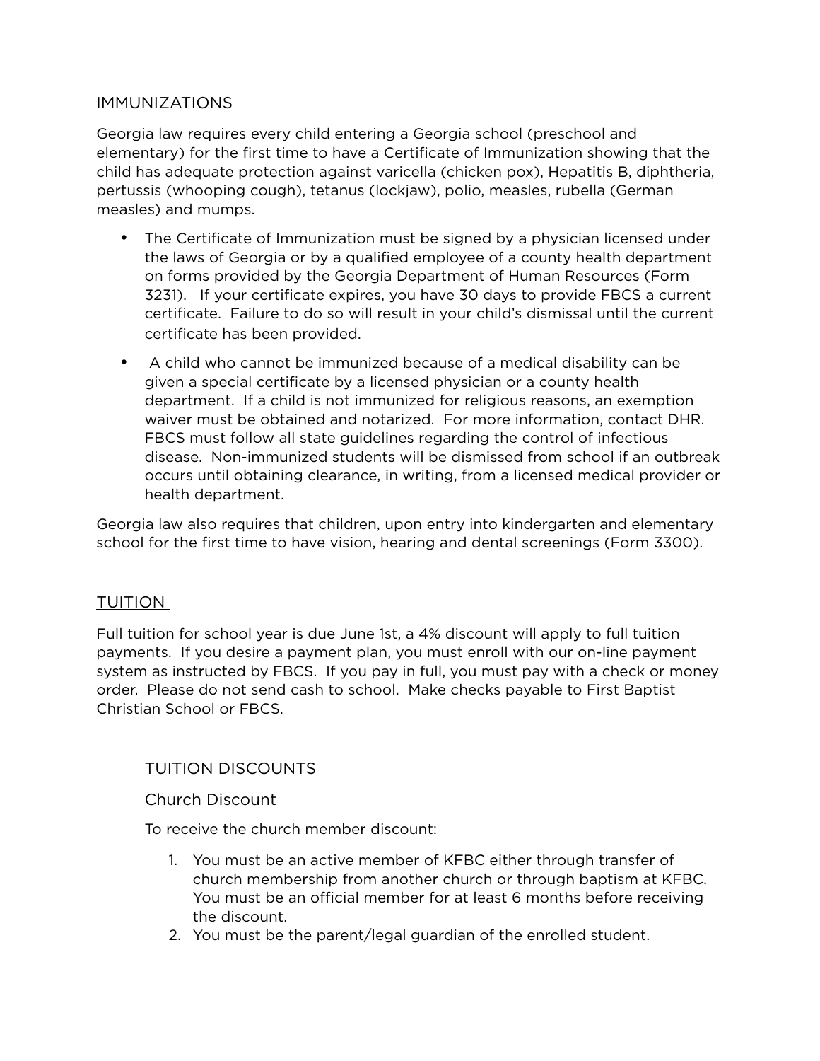## IMMUNIZATIONS

Georgia law requires every child entering a Georgia school (preschool and elementary) for the first time to have a Certificate of Immunization showing that the child has adequate protection against varicella (chicken pox), Hepatitis B, diphtheria, pertussis (whooping cough), tetanus (lockjaw), polio, measles, rubella (German measles) and mumps.

- The Certificate of Immunization must be signed by a physician licensed under the laws of Georgia or by a qualified employee of a county health department on forms provided by the Georgia Department of Human Resources (Form 3231). If your certificate expires, you have 30 days to provide FBCS a current certificate. Failure to do so will result in your child's dismissal until the current certificate has been provided.
- A child who cannot be immunized because of a medical disability can be given a special certificate by a licensed physician or a county health department. If a child is not immunized for religious reasons, an exemption waiver must be obtained and notarized. For more information, contact DHR. FBCS must follow all state guidelines regarding the control of infectious disease. Non-immunized students will be dismissed from school if an outbreak occurs until obtaining clearance, in writing, from a licensed medical provider or health department.

Georgia law also requires that children, upon entry into kindergarten and elementary school for the first time to have vision, hearing and dental screenings (Form 3300).

## TUITION

Full tuition for school year is due June 1st, a 4% discount will apply to full tuition payments. If you desire a payment plan, you must enroll with our on-line payment system as instructed by FBCS. If you pay in full, you must pay with a check or money order. Please do not send cash to school. Make checks payable to First Baptist Christian School or FBCS.

### TUITION DISCOUNTS

#### Church Discount

To receive the church member discount:

1. You must be an active member of KFBC either through transfer of church membership from another church or through baptism at KFBC. You must be an official member for at least 6 months before receiving the discount.
2. You must be the parent/legal guardian of the enrolled student.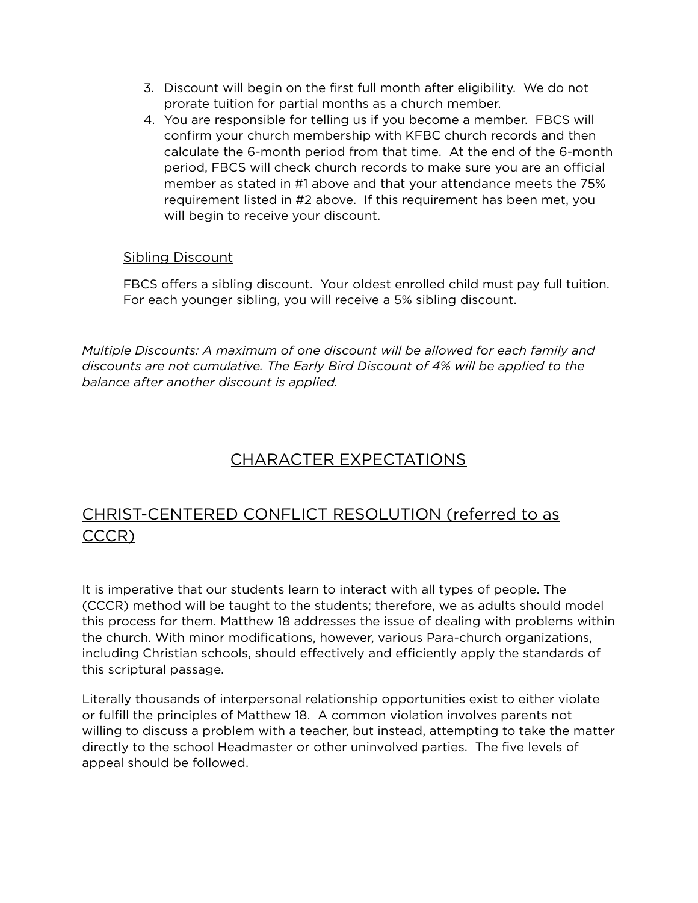3. Discount will begin on the first full month after eligibility. We do not prorate tuition for partial months as a church member.
4. You are responsible for telling us if you become a member. FBCS will confirm your church membership with KFBC church records and then calculate the 6-month period from that time. At the end of the 6-month period, FBCS will check church records to make sure you are an official member as stated in #1 above and that your attendance meets the 75% requirement listed in #2 above. If this requirement has been met, you will begin to receive your discount.

Sibling Discount

FBCS offers a sibling discount. Your oldest enrolled child must pay full tuition. For each younger sibling, you will receive a 5% sibling discount.

*Multiple Discounts: A maximum of one discount will be allowed for each family and discounts are not cumulative. The Early Bird Discount of 4% will be applied to the balance after another discount is applied.*

# CHARACTER EXPECTATIONS

## CHRIST-CENTERED CONFLICT RESOLUTION (referred to as CCCR)

It is imperative that our students learn to interact with all types of people. The (CCCR) method will be taught to the students; therefore, we as adults should model this process for them. Matthew 18 addresses the issue of dealing with problems within the church. With minor modifications, however, various Para-church organizations, including Christian schools, should effectively and efficiently apply the standards of this scriptural passage.

Literally thousands of interpersonal relationship opportunities exist to either violate or fulfill the principles of Matthew 18. A common violation involves parents not willing to discuss a problem with a teacher, but instead, attempting to take the matter directly to the school Headmaster or other uninvolved parties. The five levels of appeal should be followed.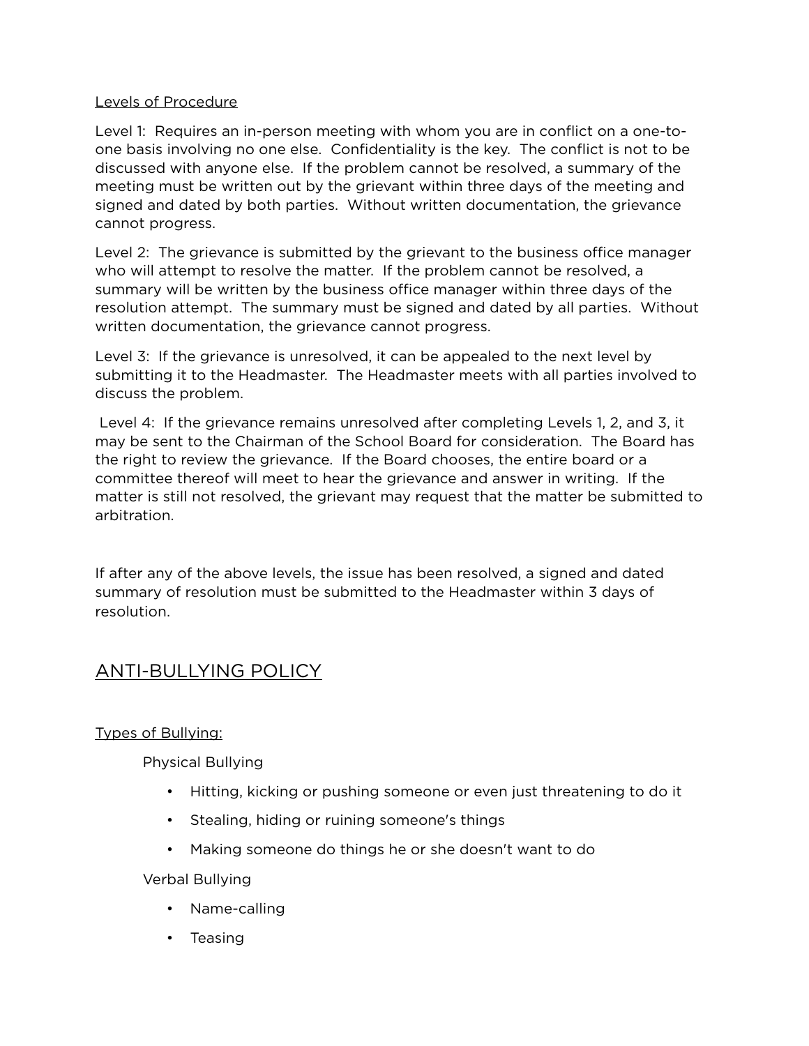Levels of Procedure

Level 1: Requires an in-person meeting with whom you are in conflict on a one-to-one basis involving no one else. Confidentiality is the key. The conflict is not to be discussed with anyone else. If the problem cannot be resolved, a summary of the meeting must be written out by the grievant within three days of the meeting and signed and dated by both parties. Without written documentation, the grievance cannot progress.

Level 2: The grievance is submitted by the grievant to the business office manager who will attempt to resolve the matter. If the problem cannot be resolved, a summary will be written by the business office manager within three days of the resolution attempt. The summary must be signed and dated by all parties. Without written documentation, the grievance cannot progress.

Level 3: If the grievance is unresolved, it can be appealed to the next level by submitting it to the Headmaster. The Headmaster meets with all parties involved to discuss the problem.

Level 4: If the grievance remains unresolved after completing Levels 1, 2, and 3, it may be sent to the Chairman of the School Board for consideration. The Board has the right to review the grievance. If the Board chooses, the entire board or a committee thereof will meet to hear the grievance and answer in writing. If the matter is still not resolved, the grievant may request that the matter be submitted to arbitration.

If after any of the above levels, the issue has been resolved, a signed and dated summary of resolution must be submitted to the Headmaster within 3 days of resolution.

## ANTI-BULLYING POLICY

Types of Bullying:

Physical Bullying

- Hitting, kicking or pushing someone or even just threatening to do it
- Stealing, hiding or ruining someone's things
- Making someone do things he or she doesn't want to do

Verbal Bullying

- Name-calling
- Teasing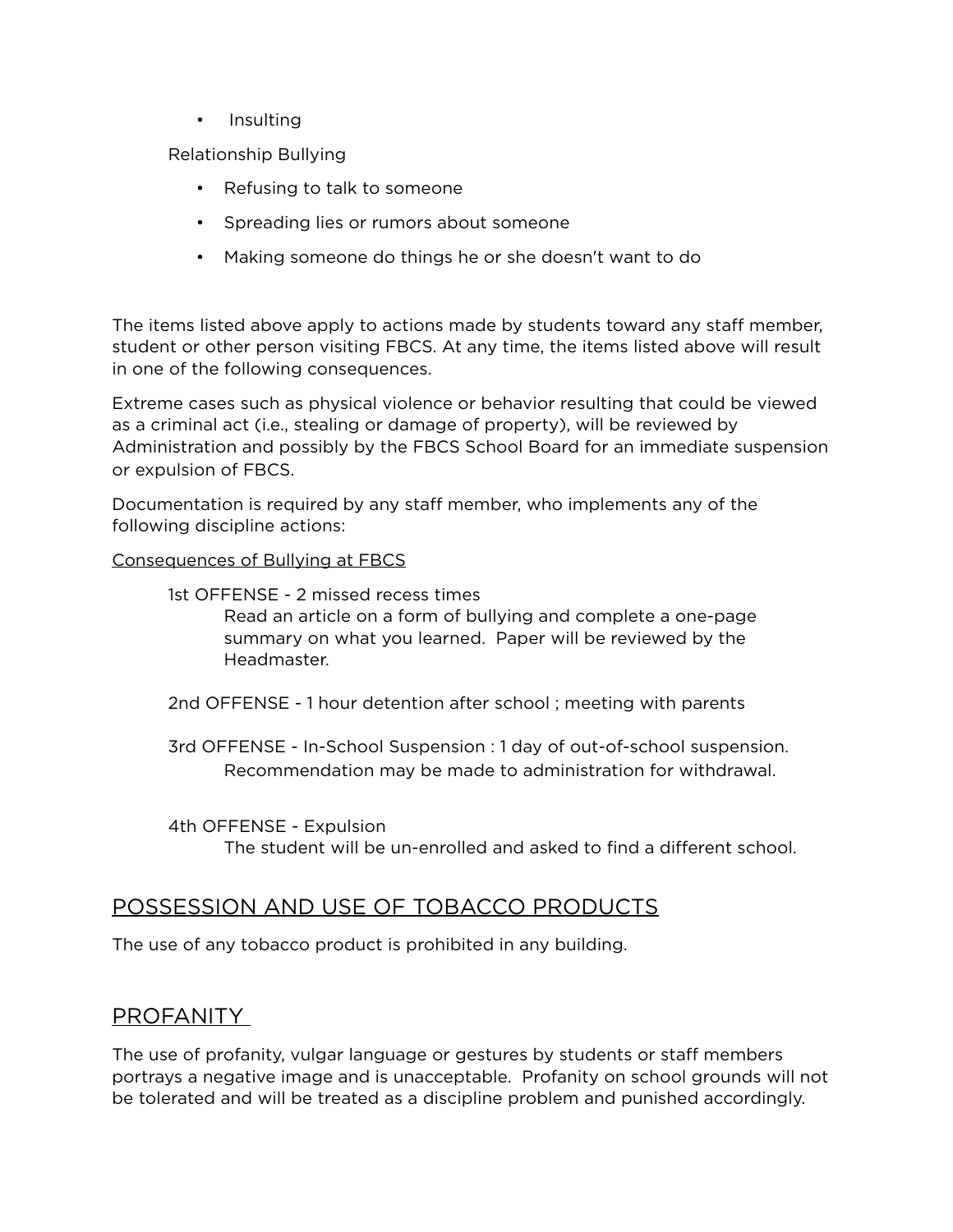- Insulting

Relationship Bullying

- Refusing to talk to someone
- Spreading lies or rumors about someone
- Making someone do things he or she doesn't want to do

The items listed above apply to actions made by students toward any staff member, student or other person visiting FBCS. At any time, the items listed above will result in one of the following consequences.

Extreme cases such as physical violence or behavior resulting that could be viewed as a criminal act (i.e., stealing or damage of property), will be reviewed by Administration and possibly by the FBCS School Board for an immediate suspension or expulsion of FBCS.

Documentation is required by any staff member, who implements any of the following discipline actions:

Consequences of Bullying at FBCS

1st OFFENSE - 2 missed recess times
    Read an article on a form of bullying and complete a one-page summary on what you learned. Paper will be reviewed by the Headmaster.

2nd OFFENSE - 1 hour detention after school ; meeting with parents

3rd OFFENSE - In-School Suspension : 1 day of out-of-school suspension.
    Recommendation may be made to administration for withdrawal.

4th OFFENSE - Expulsion
    The student will be un-enrolled and asked to find a different school.

## POSSESSION AND USE OF TOBACCO PRODUCTS

The use of any tobacco product is prohibited in any building.

## PROFANITY

The use of profanity, vulgar language or gestures by students or staff members portrays a negative image and is unacceptable. Profanity on school grounds will not be tolerated and will be treated as a discipline problem and punished accordingly.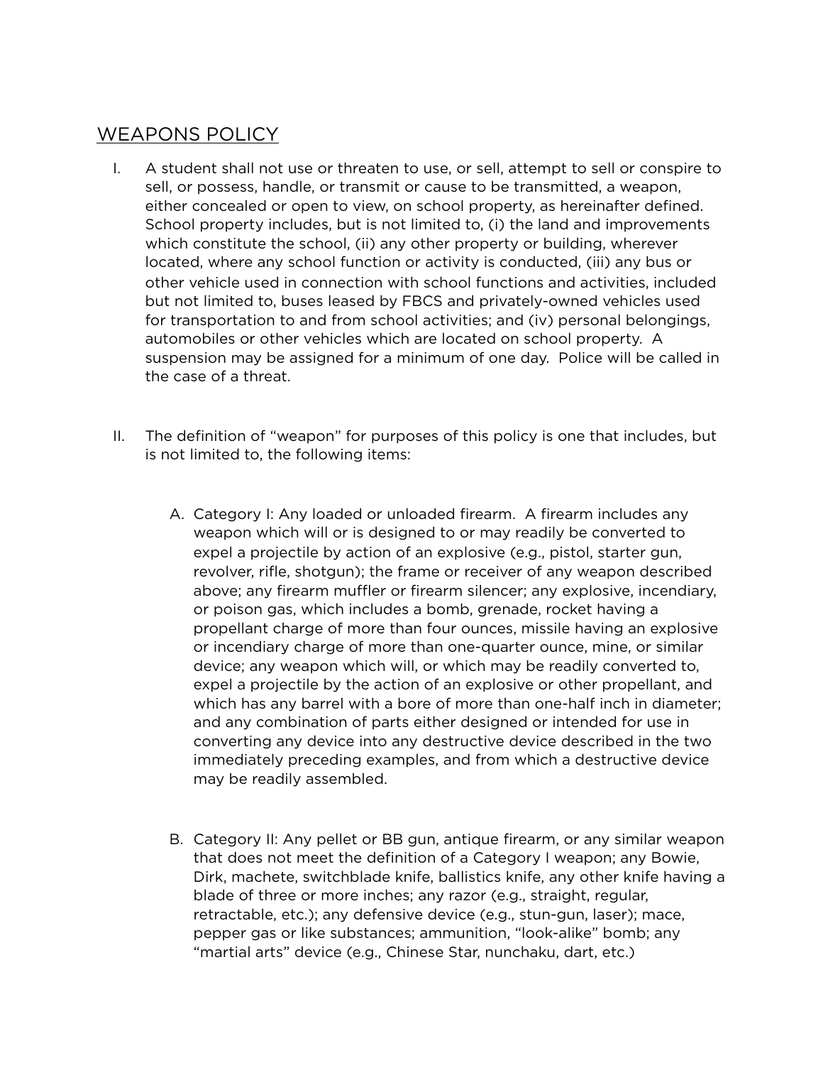## WEAPONS POLICY

I. A student shall not use or threaten to use, or sell, attempt to sell or conspire to sell, or possess, handle, or transmit or cause to be transmitted, a weapon, either concealed or open to view, on school property, as hereinafter defined. School property includes, but is not limited to, (i) the land and improvements which constitute the school, (ii) any other property or building, wherever located, where any school function or activity is conducted, (iii) any bus or other vehicle used in connection with school functions and activities, included but not limited to, buses leased by FBCS and privately-owned vehicles used for transportation to and from school activities; and (iv) personal belongings, automobiles or other vehicles which are located on school property. A suspension may be assigned for a minimum of one day. Police will be called in the case of a threat.

II. The definition of "weapon" for purposes of this policy is one that includes, but is not limited to, the following items:

   A. Category I: Any loaded or unloaded firearm. A firearm includes any weapon which will or is designed to or may readily be converted to expel a projectile by action of an explosive (e.g., pistol, starter gun, revolver, rifle, shotgun); the frame or receiver of any weapon described above; any firearm muffler or firearm silencer; any explosive, incendiary, or poison gas, which includes a bomb, grenade, rocket having a propellant charge of more than four ounces, missile having an explosive or incendiary charge of more than one-quarter ounce, mine, or similar device; any weapon which will, or which may be readily converted to, expel a projectile by the action of an explosive or other propellant, and which has any barrel with a bore of more than one-half inch in diameter; and any combination of parts either designed or intended for use in converting any device into any destructive device described in the two immediately preceding examples, and from which a destructive device may be readily assembled.

   B. Category II: Any pellet or BB gun, antique firearm, or any similar weapon that does not meet the definition of a Category I weapon; any Bowie, Dirk, machete, switchblade knife, ballistics knife, any other knife having a blade of three or more inches; any razor (e.g., straight, regular, retractable, etc.); any defensive device (e.g., stun-gun, laser); mace, pepper gas or like substances; ammunition, "look-alike" bomb; any "martial arts" device (e.g., Chinese Star, nunchaku, dart, etc.)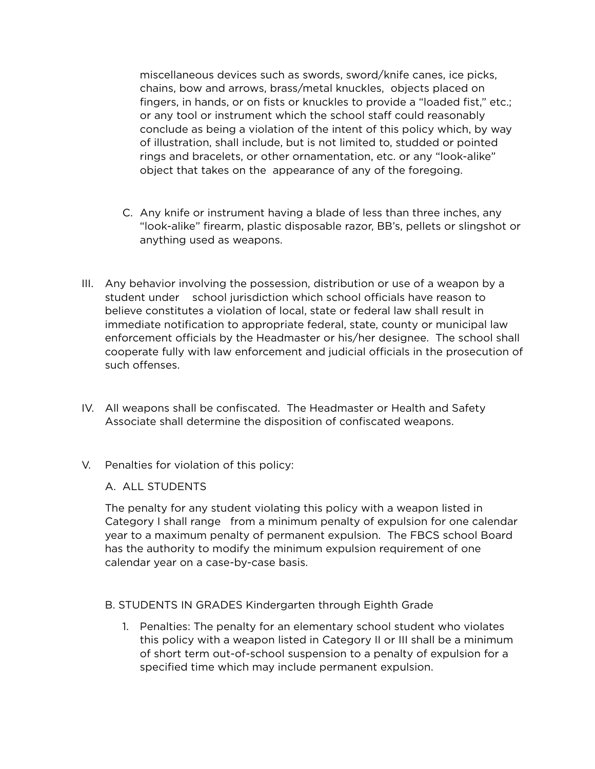miscellaneous devices such as swords, sword/knife canes, ice picks, chains, bow and arrows, brass/metal knuckles, objects placed on fingers, in hands, or on fists or knuckles to provide a "loaded fist," etc.; or any tool or instrument which the school staff could reasonably conclude as being a violation of the intent of this policy which, by way of illustration, shall include, but is not limited to, studded or pointed rings and bracelets, or other ornamentation, etc. or any "look-alike" object that takes on the appearance of any of the foregoing.

C. Any knife or instrument having a blade of less than three inches, any "look-alike" firearm, plastic disposable razor, BB's, pellets or slingshot or anything used as weapons.

III. Any behavior involving the possession, distribution or use of a weapon by a student under school jurisdiction which school officials have reason to believe constitutes a violation of local, state or federal law shall result in immediate notification to appropriate federal, state, county or municipal law enforcement officials by the Headmaster or his/her designee. The school shall cooperate fully with law enforcement and judicial officials in the prosecution of such offenses.

IV. All weapons shall be confiscated. The Headmaster or Health and Safety Associate shall determine the disposition of confiscated weapons.

V. Penalties for violation of this policy:

A. ALL STUDENTS

The penalty for any student violating this policy with a weapon listed in Category I shall range from a minimum penalty of expulsion for one calendar year to a maximum penalty of permanent expulsion. The FBCS school Board has the authority to modify the minimum expulsion requirement of one calendar year on a case-by-case basis.

B. STUDENTS IN GRADES Kindergarten through Eighth Grade

1. Penalties: The penalty for an elementary school student who violates this policy with a weapon listed in Category II or III shall be a minimum of short term out-of-school suspension to a penalty of expulsion for a specified time which may include permanent expulsion.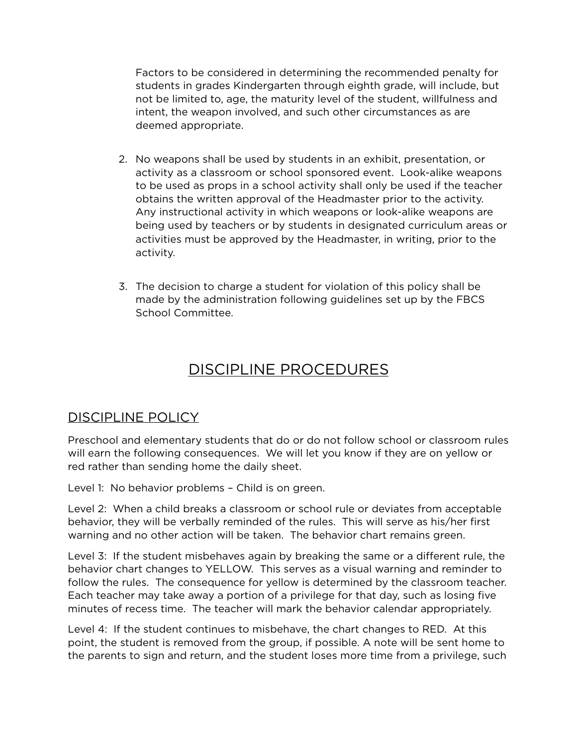Factors to be considered in determining the recommended penalty for students in grades Kindergarten through eighth grade, will include, but not be limited to, age, the maturity level of the student, willfulness and intent, the weapon involved, and such other circumstances as are deemed appropriate.

2. No weapons shall be used by students in an exhibit, presentation, or activity as a classroom or school sponsored event. Look-alike weapons to be used as props in a school activity shall only be used if the teacher obtains the written approval of the Headmaster prior to the activity. Any instructional activity in which weapons or look-alike weapons are being used by teachers or by students in designated curriculum areas or activities must be approved by the Headmaster, in writing, prior to the activity.

3. The decision to charge a student for violation of this policy shall be made by the administration following guidelines set up by the FBCS School Committee.

# DISCIPLINE PROCEDURES

## DISCIPLINE POLICY

Preschool and elementary students that do or do not follow school or classroom rules will earn the following consequences. We will let you know if they are on yellow or red rather than sending home the daily sheet.

Level 1: No behavior problems – Child is on green.

Level 2: When a child breaks a classroom or school rule or deviates from acceptable behavior, they will be verbally reminded of the rules. This will serve as his/her first warning and no other action will be taken. The behavior chart remains green.

Level 3: If the student misbehaves again by breaking the same or a different rule, the behavior chart changes to YELLOW. This serves as a visual warning and reminder to follow the rules. The consequence for yellow is determined by the classroom teacher. Each teacher may take away a portion of a privilege for that day, such as losing five minutes of recess time. The teacher will mark the behavior calendar appropriately.

Level 4: If the student continues to misbehave, the chart changes to RED. At this point, the student is removed from the group, if possible. A note will be sent home to the parents to sign and return, and the student loses more time from a privilege, such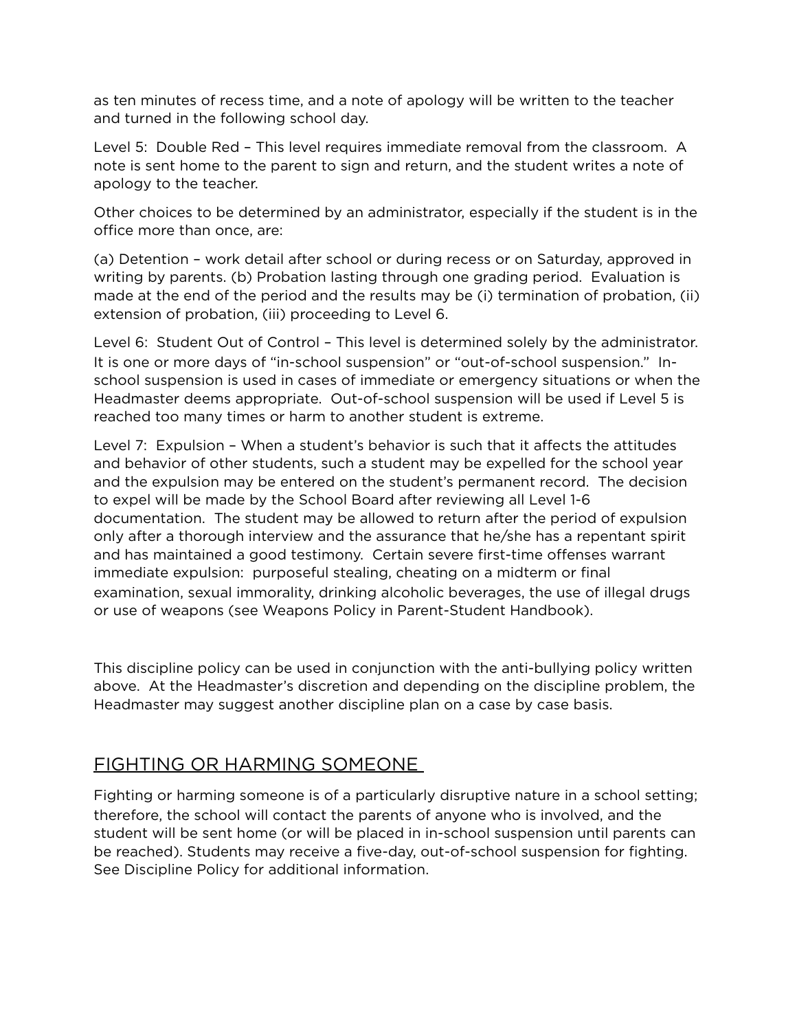as ten minutes of recess time, and a note of apology will be written to the teacher and turned in the following school day.

Level 5: Double Red – This level requires immediate removal from the classroom. A note is sent home to the parent to sign and return, and the student writes a note of apology to the teacher.

Other choices to be determined by an administrator, especially if the student is in the office more than once, are:

(a) Detention – work detail after school or during recess or on Saturday, approved in writing by parents. (b) Probation lasting through one grading period. Evaluation is made at the end of the period and the results may be (i) termination of probation, (ii) extension of probation, (iii) proceeding to Level 6.

Level 6: Student Out of Control – This level is determined solely by the administrator. It is one or more days of "in-school suspension" or "out-of-school suspension." In-school suspension is used in cases of immediate or emergency situations or when the Headmaster deems appropriate. Out-of-school suspension will be used if Level 5 is reached too many times or harm to another student is extreme.

Level 7: Expulsion – When a student's behavior is such that it affects the attitudes and behavior of other students, such a student may be expelled for the school year and the expulsion may be entered on the student's permanent record. The decision to expel will be made by the School Board after reviewing all Level 1-6 documentation. The student may be allowed to return after the period of expulsion only after a thorough interview and the assurance that he/she has a repentant spirit and has maintained a good testimony. Certain severe first-time offenses warrant immediate expulsion: purposeful stealing, cheating on a midterm or final examination, sexual immorality, drinking alcoholic beverages, the use of illegal drugs or use of weapons (see Weapons Policy in Parent-Student Handbook).

This discipline policy can be used in conjunction with the anti-bullying policy written above. At the Headmaster's discretion and depending on the discipline problem, the Headmaster may suggest another discipline plan on a case by case basis.

## FIGHTING OR HARMING SOMEONE

Fighting or harming someone is of a particularly disruptive nature in a school setting; therefore, the school will contact the parents of anyone who is involved, and the student will be sent home (or will be placed in in-school suspension until parents can be reached). Students may receive a five-day, out-of-school suspension for fighting. See Discipline Policy for additional information.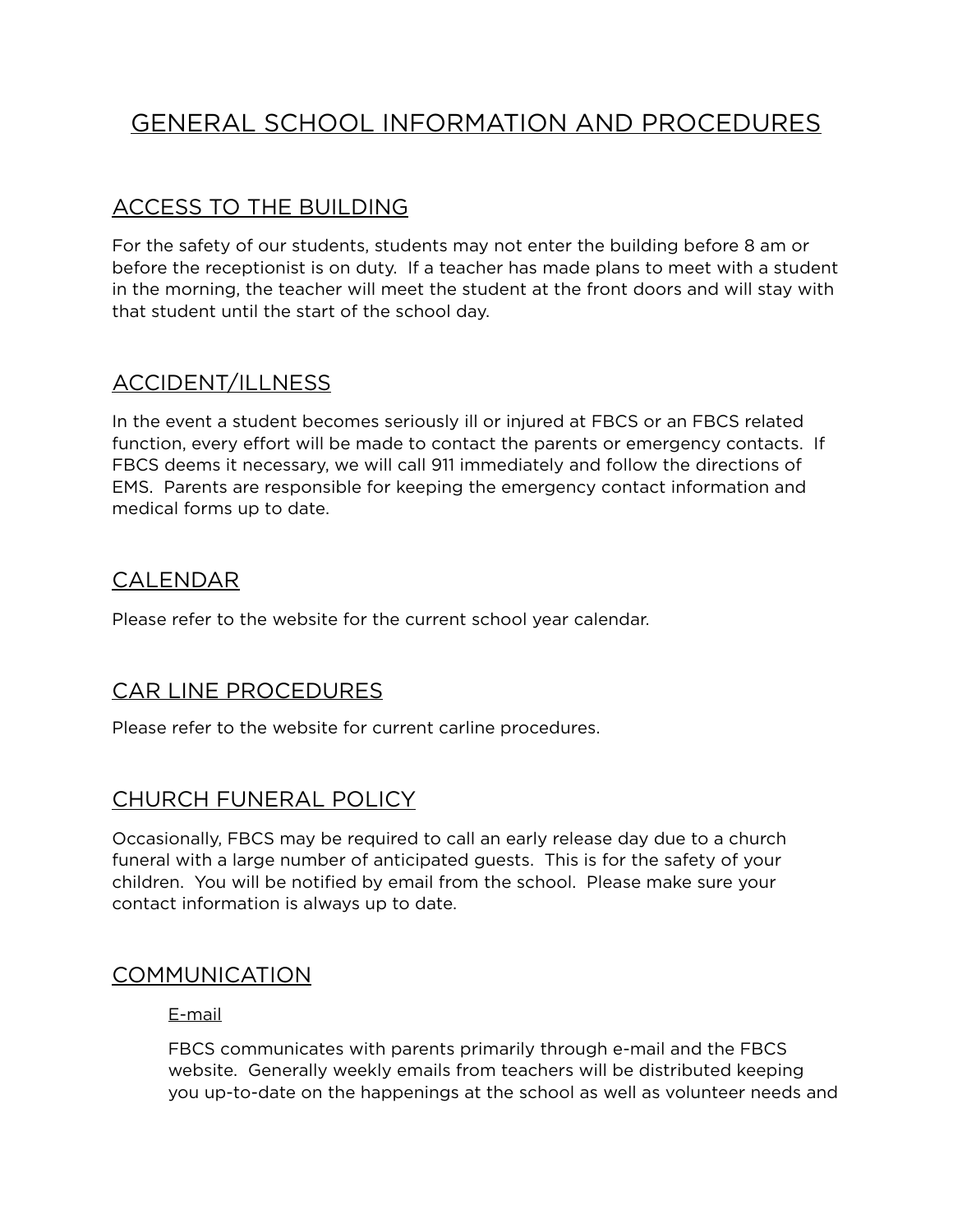# GENERAL SCHOOL INFORMATION AND PROCEDURES

## ACCESS TO THE BUILDING

For the safety of our students, students may not enter the building before 8 am or before the receptionist is on duty. If a teacher has made plans to meet with a student in the morning, the teacher will meet the student at the front doors and will stay with that student until the start of the school day.

## ACCIDENT/ILLNESS

In the event a student becomes seriously ill or injured at FBCS or an FBCS related function, every effort will be made to contact the parents or emergency contacts. If FBCS deems it necessary, we will call 911 immediately and follow the directions of EMS. Parents are responsible for keeping the emergency contact information and medical forms up to date.

## CALENDAR

Please refer to the website for the current school year calendar.

## CAR LINE PROCEDURES

Please refer to the website for current carline procedures.

## CHURCH FUNERAL POLICY

Occasionally, FBCS may be required to call an early release day due to a church funeral with a large number of anticipated guests. This is for the safety of your children. You will be notified by email from the school. Please make sure your contact information is always up to date.

## COMMUNICATION

### E-mail

FBCS communicates with parents primarily through e-mail and the FBCS website. Generally weekly emails from teachers will be distributed keeping you up-to-date on the happenings at the school as well as volunteer needs and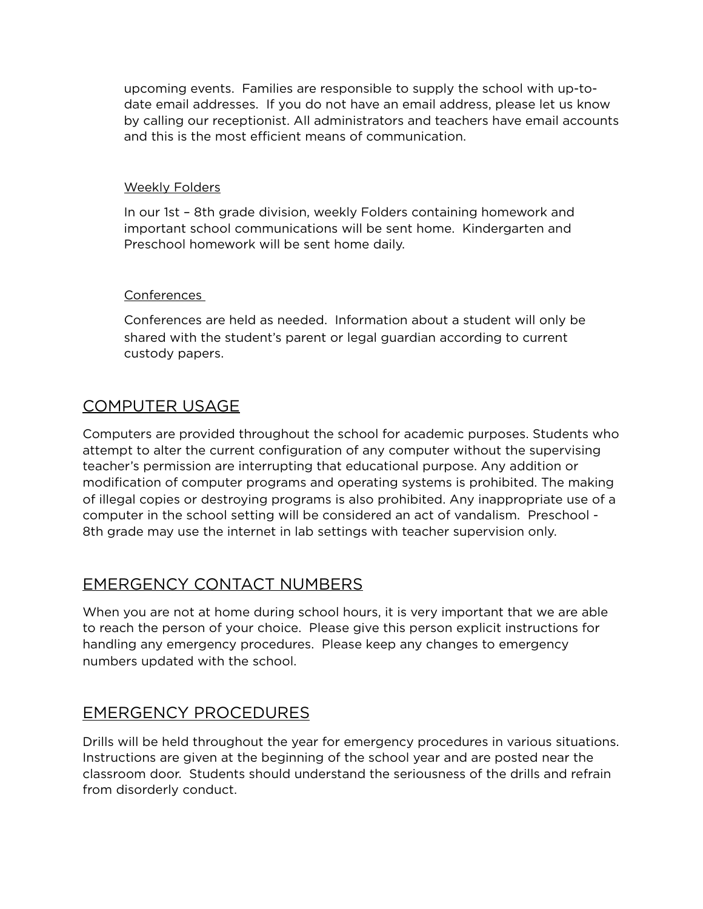upcoming events. Families are responsible to supply the school with up-to-date email addresses. If you do not have an email address, please let us know by calling our receptionist. All administrators and teachers have email accounts and this is the most efficient means of communication.

### Weekly Folders

In our 1st – 8th grade division, weekly Folders containing homework and important school communications will be sent home. Kindergarten and Preschool homework will be sent home daily.

### Conferences

Conferences are held as needed. Information about a student will only be shared with the student's parent or legal guardian according to current custody papers.

## COMPUTER USAGE

Computers are provided throughout the school for academic purposes. Students who attempt to alter the current configuration of any computer without the supervising teacher's permission are interrupting that educational purpose. Any addition or modification of computer programs and operating systems is prohibited. The making of illegal copies or destroying programs is also prohibited. Any inappropriate use of a computer in the school setting will be considered an act of vandalism. Preschool - 8th grade may use the internet in lab settings with teacher supervision only.

## EMERGENCY CONTACT NUMBERS

When you are not at home during school hours, it is very important that we are able to reach the person of your choice. Please give this person explicit instructions for handling any emergency procedures. Please keep any changes to emergency numbers updated with the school.

## EMERGENCY PROCEDURES

Drills will be held throughout the year for emergency procedures in various situations. Instructions are given at the beginning of the school year and are posted near the classroom door. Students should understand the seriousness of the drills and refrain from disorderly conduct.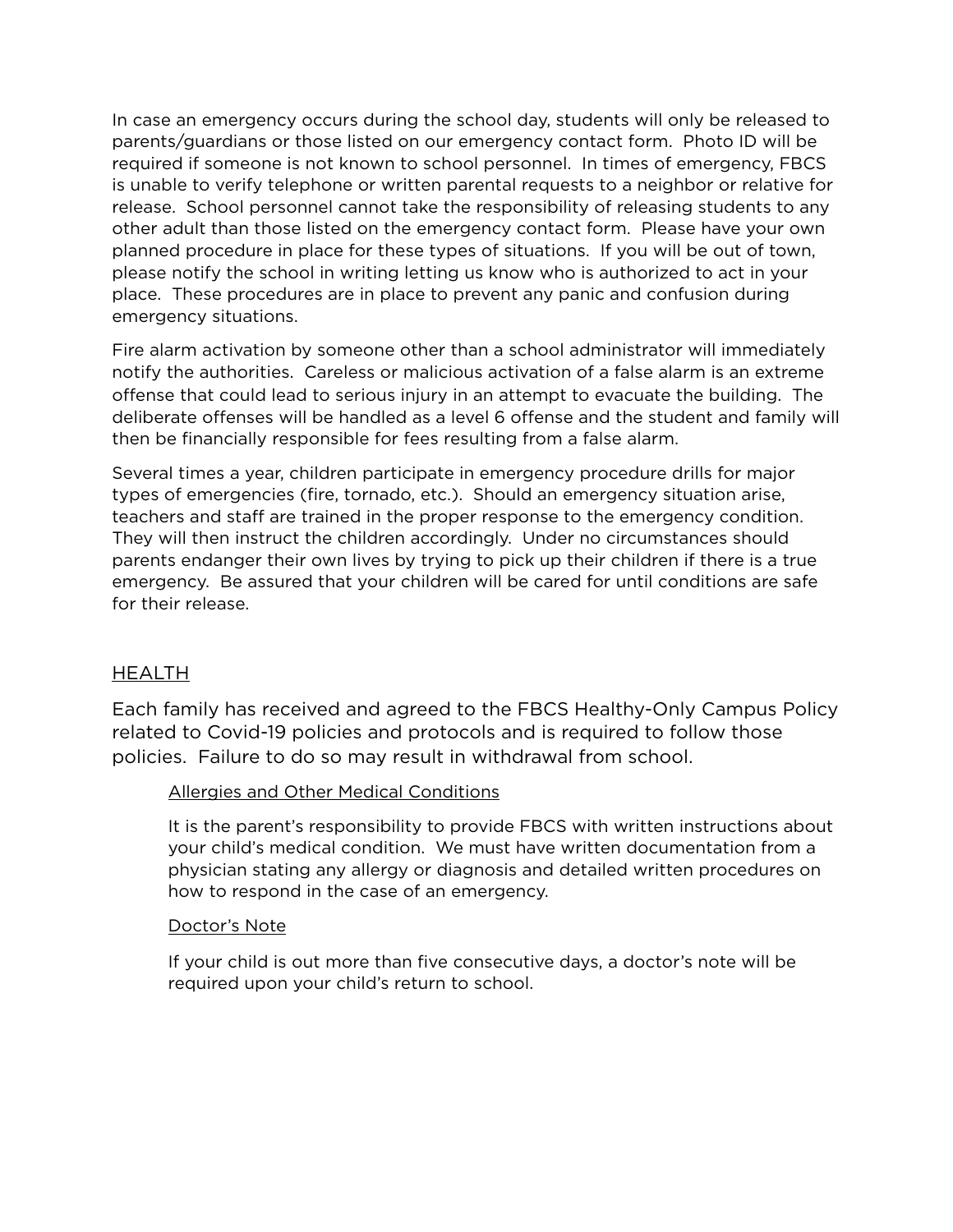In case an emergency occurs during the school day, students will only be released to parents/guardians or those listed on our emergency contact form. Photo ID will be required if someone is not known to school personnel. In times of emergency, FBCS is unable to verify telephone or written parental requests to a neighbor or relative for release. School personnel cannot take the responsibility of releasing students to any other adult than those listed on the emergency contact form. Please have your own planned procedure in place for these types of situations. If you will be out of town, please notify the school in writing letting us know who is authorized to act in your place. These procedures are in place to prevent any panic and confusion during emergency situations.

Fire alarm activation by someone other than a school administrator will immediately notify the authorities. Careless or malicious activation of a false alarm is an extreme offense that could lead to serious injury in an attempt to evacuate the building. The deliberate offenses will be handled as a level 6 offense and the student and family will then be financially responsible for fees resulting from a false alarm.

Several times a year, children participate in emergency procedure drills for major types of emergencies (fire, tornado, etc.). Should an emergency situation arise, teachers and staff are trained in the proper response to the emergency condition. They will then instruct the children accordingly. Under no circumstances should parents endanger their own lives by trying to pick up their children if there is a true emergency. Be assured that your children will be cared for until conditions are safe for their release.

## HEALTH

Each family has received and agreed to the FBCS Healthy-Only Campus Policy related to Covid-19 policies and protocols and is required to follow those policies. Failure to do so may result in withdrawal from school.

### Allergies and Other Medical Conditions

It is the parent's responsibility to provide FBCS with written instructions about your child's medical condition. We must have written documentation from a physician stating any allergy or diagnosis and detailed written procedures on how to respond in the case of an emergency.

### Doctor's Note

If your child is out more than five consecutive days, a doctor's note will be required upon your child's return to school.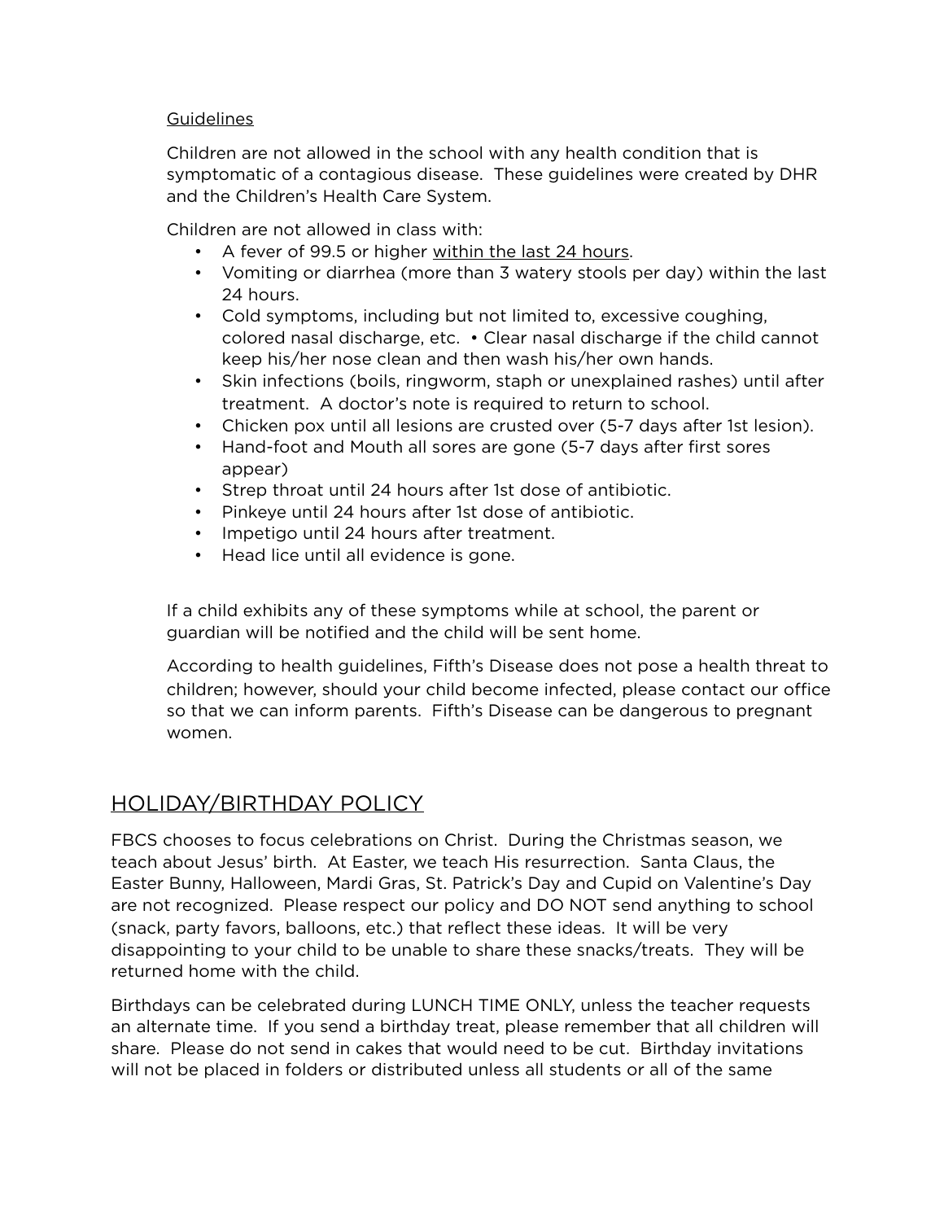Guidelines

Children are not allowed in the school with any health condition that is symptomatic of a contagious disease. These guidelines were created by DHR and the Children's Health Care System.

Children are not allowed in class with:

- A fever of 99.5 or higher within the last 24 hours.
- Vomiting or diarrhea (more than 3 watery stools per day) within the last 24 hours.
- Cold symptoms, including but not limited to, excessive coughing, colored nasal discharge, etc. • Clear nasal discharge if the child cannot keep his/her nose clean and then wash his/her own hands.
- Skin infections (boils, ringworm, staph or unexplained rashes) until after treatment. A doctor's note is required to return to school.
- Chicken pox until all lesions are crusted over (5-7 days after 1st lesion).
- Hand-foot and Mouth all sores are gone (5-7 days after first sores appear)
- Strep throat until 24 hours after 1st dose of antibiotic.
- Pinkeye until 24 hours after 1st dose of antibiotic.
- Impetigo until 24 hours after treatment.
- Head lice until all evidence is gone.

If a child exhibits any of these symptoms while at school, the parent or guardian will be notified and the child will be sent home.

According to health guidelines, Fifth's Disease does not pose a health threat to children; however, should your child become infected, please contact our office so that we can inform parents. Fifth's Disease can be dangerous to pregnant women.

## HOLIDAY/BIRTHDAY POLICY

FBCS chooses to focus celebrations on Christ. During the Christmas season, we teach about Jesus' birth. At Easter, we teach His resurrection. Santa Claus, the Easter Bunny, Halloween, Mardi Gras, St. Patrick's Day and Cupid on Valentine's Day are not recognized. Please respect our policy and DO NOT send anything to school (snack, party favors, balloons, etc.) that reflect these ideas. It will be very disappointing to your child to be unable to share these snacks/treats. They will be returned home with the child.

Birthdays can be celebrated during LUNCH TIME ONLY, unless the teacher requests an alternate time. If you send a birthday treat, please remember that all children will share. Please do not send in cakes that would need to be cut. Birthday invitations will not be placed in folders or distributed unless all students or all of the same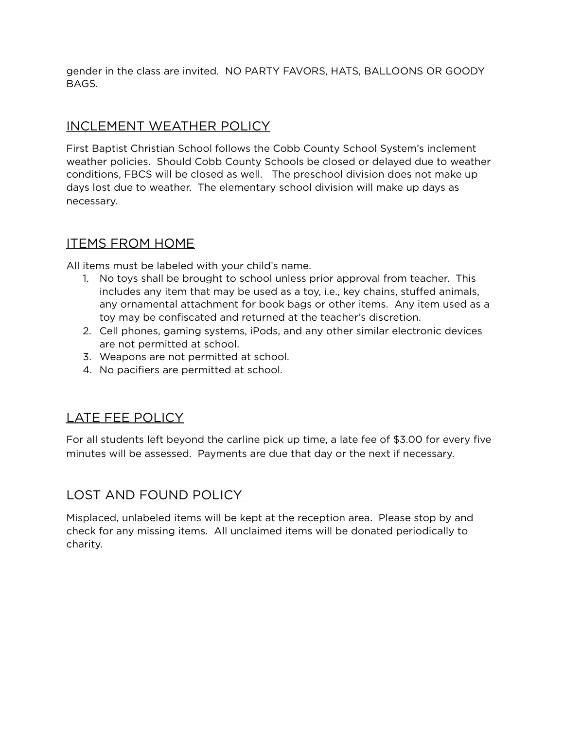gender in the class are invited. NO PARTY FAVORS, HATS, BALLOONS OR GOODY BAGS.

## INCLEMENT WEATHER POLICY

First Baptist Christian School follows the Cobb County School System's inclement weather policies. Should Cobb County Schools be closed or delayed due to weather conditions, FBCS will be closed as well. The preschool division does not make up days lost due to weather. The elementary school division will make up days as necessary.

## ITEMS FROM HOME

All items must be labeled with your child's name.

1. No toys shall be brought to school unless prior approval from teacher. This includes any item that may be used as a toy, i.e., key chains, stuffed animals, any ornamental attachment for book bags or other items. Any item used as a toy may be confiscated and returned at the teacher's discretion.
2. Cell phones, gaming systems, iPods, and any other similar electronic devices are not permitted at school.
3. Weapons are not permitted at school.
4. No pacifiers are permitted at school.

## LATE FEE POLICY

For all students left beyond the carline pick up time, a late fee of $3.00 for every five minutes will be assessed. Payments are due that day or the next if necessary.

## LOST AND FOUND POLICY

Misplaced, unlabeled items will be kept at the reception area. Please stop by and check for any missing items. All unclaimed items will be donated periodically to charity.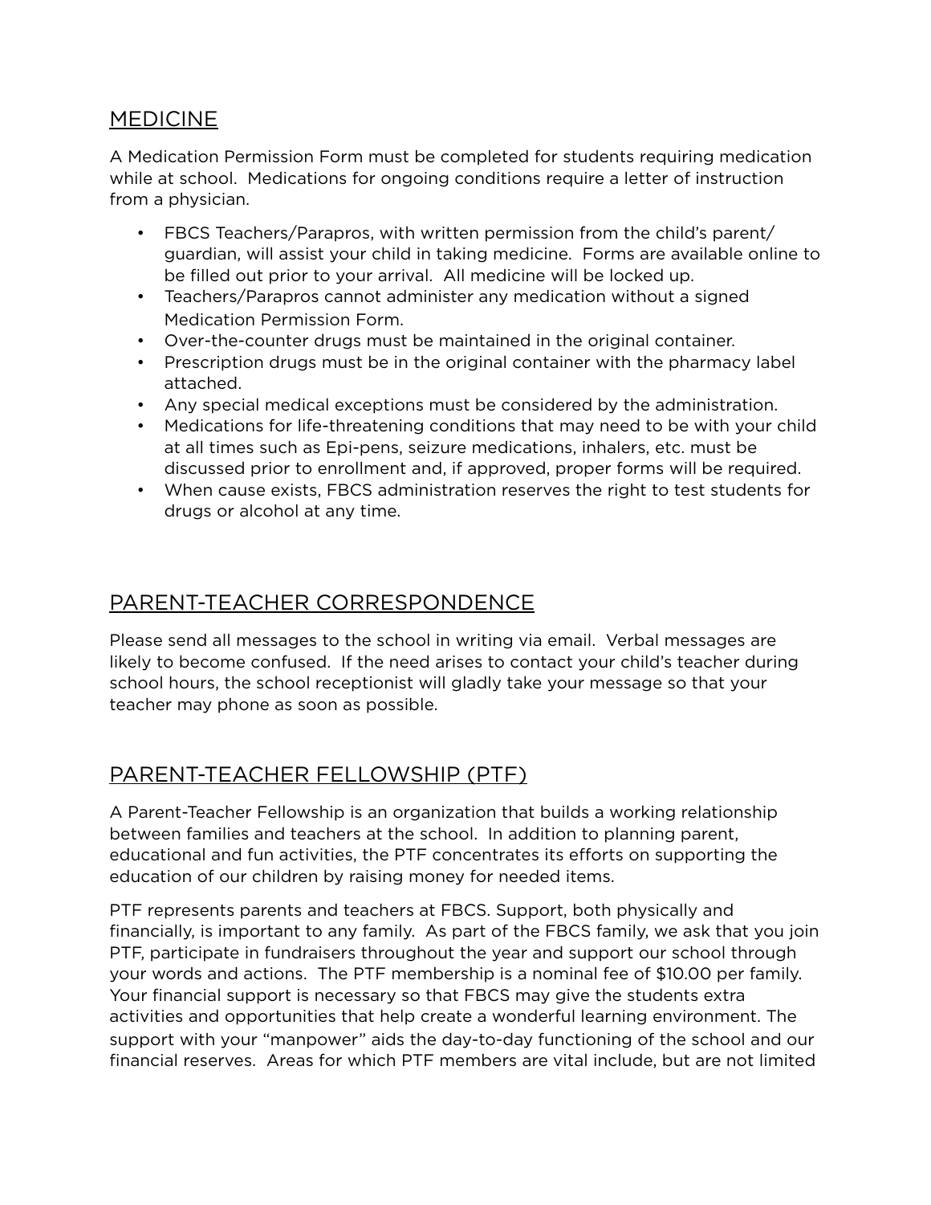## MEDICINE

A Medication Permission Form must be completed for students requiring medication while at school. Medications for ongoing conditions require a letter of instruction from a physician.

- FBCS Teachers/Parapros, with written permission from the child's parent/guardian, will assist your child in taking medicine. Forms are available online to be filled out prior to your arrival. All medicine will be locked up.
- Teachers/Parapros cannot administer any medication without a signed Medication Permission Form.
- Over-the-counter drugs must be maintained in the original container.
- Prescription drugs must be in the original container with the pharmacy label attached.
- Any special medical exceptions must be considered by the administration.
- Medications for life-threatening conditions that may need to be with your child at all times such as Epi-pens, seizure medications, inhalers, etc. must be discussed prior to enrollment and, if approved, proper forms will be required.
- When cause exists, FBCS administration reserves the right to test students for drugs or alcohol at any time.

## PARENT-TEACHER CORRESPONDENCE

Please send all messages to the school in writing via email. Verbal messages are likely to become confused. If the need arises to contact your child's teacher during school hours, the school receptionist will gladly take your message so that your teacher may phone as soon as possible.

## PARENT-TEACHER FELLOWSHIP (PTF)

A Parent-Teacher Fellowship is an organization that builds a working relationship between families and teachers at the school. In addition to planning parent, educational and fun activities, the PTF concentrates its efforts on supporting the education of our children by raising money for needed items.

PTF represents parents and teachers at FBCS. Support, both physically and financially, is important to any family. As part of the FBCS family, we ask that you join PTF, participate in fundraisers throughout the year and support our school through your words and actions. The PTF membership is a nominal fee of $10.00 per family. Your financial support is necessary so that FBCS may give the students extra activities and opportunities that help create a wonderful learning environment. The support with your "manpower" aids the day-to-day functioning of the school and our financial reserves. Areas for which PTF members are vital include, but are not limited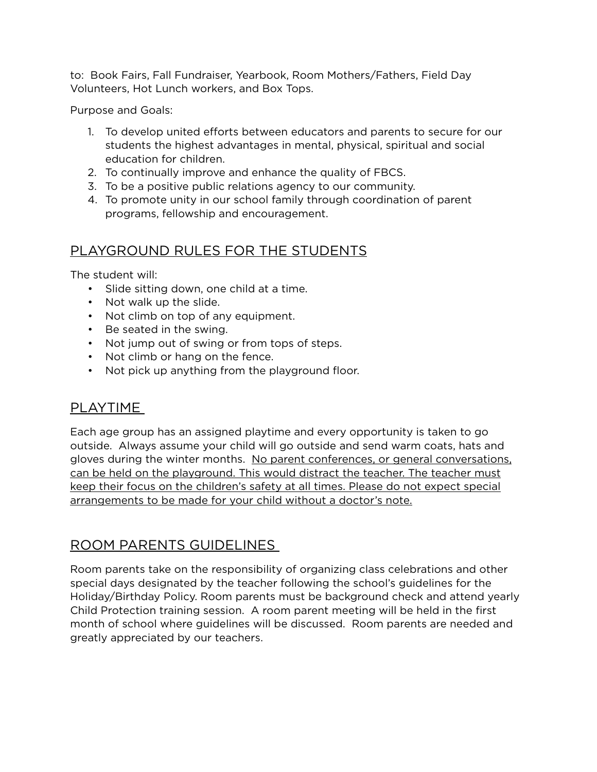to: Book Fairs, Fall Fundraiser, Yearbook, Room Mothers/Fathers, Field Day Volunteers, Hot Lunch workers, and Box Tops.

Purpose and Goals:

1. To develop united efforts between educators and parents to secure for our students the highest advantages in mental, physical, spiritual and social education for children.
2. To continually improve and enhance the quality of FBCS.
3. To be a positive public relations agency to our community.
4. To promote unity in our school family through coordination of parent programs, fellowship and encouragement.

## PLAYGROUND RULES FOR THE STUDENTS

The student will:

- Slide sitting down, one child at a time.
- Not walk up the slide.
- Not climb on top of any equipment.
- Be seated in the swing.
- Not jump out of swing or from tops of steps.
- Not climb or hang on the fence.
- Not pick up anything from the playground floor.

## PLAYTIME

Each age group has an assigned playtime and every opportunity is taken to go outside. Always assume your child will go outside and send warm coats, hats and gloves during the winter months. <u>No parent conferences, or general conversations, can be held on the playground. This would distract the teacher. The teacher must keep their focus on the children's safety at all times. Please do not expect special arrangements to be made for your child without a doctor's note.</u>

## ROOM PARENTS GUIDELINES

Room parents take on the responsibility of organizing class celebrations and other special days designated by the teacher following the school's guidelines for the Holiday/Birthday Policy. Room parents must be background check and attend yearly Child Protection training session. A room parent meeting will be held in the first month of school where guidelines will be discussed. Room parents are needed and greatly appreciated by our teachers.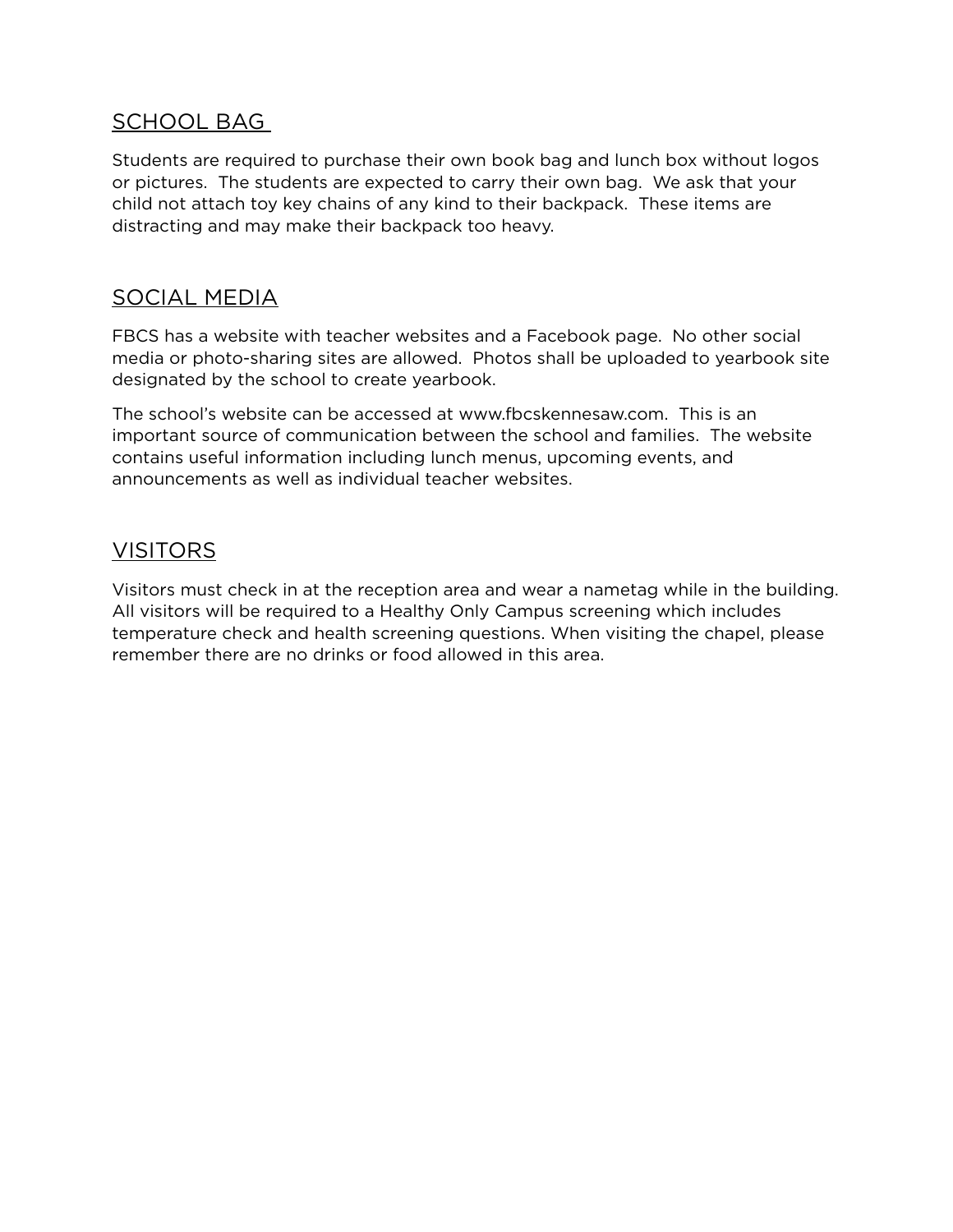## SCHOOL BAG

Students are required to purchase their own book bag and lunch box without logos or pictures. The students are expected to carry their own bag. We ask that your child not attach toy key chains of any kind to their backpack. These items are distracting and may make their backpack too heavy.

## SOCIAL MEDIA

FBCS has a website with teacher websites and a Facebook page. No other social media or photo-sharing sites are allowed. Photos shall be uploaded to yearbook site designated by the school to create yearbook.

The school's website can be accessed at www.fbcskennesaw.com. This is an important source of communication between the school and families. The website contains useful information including lunch menus, upcoming events, and announcements as well as individual teacher websites.

## VISITORS

Visitors must check in at the reception area and wear a nametag while in the building. All visitors will be required to a Healthy Only Campus screening which includes temperature check and health screening questions. When visiting the chapel, please remember there are no drinks or food allowed in this area.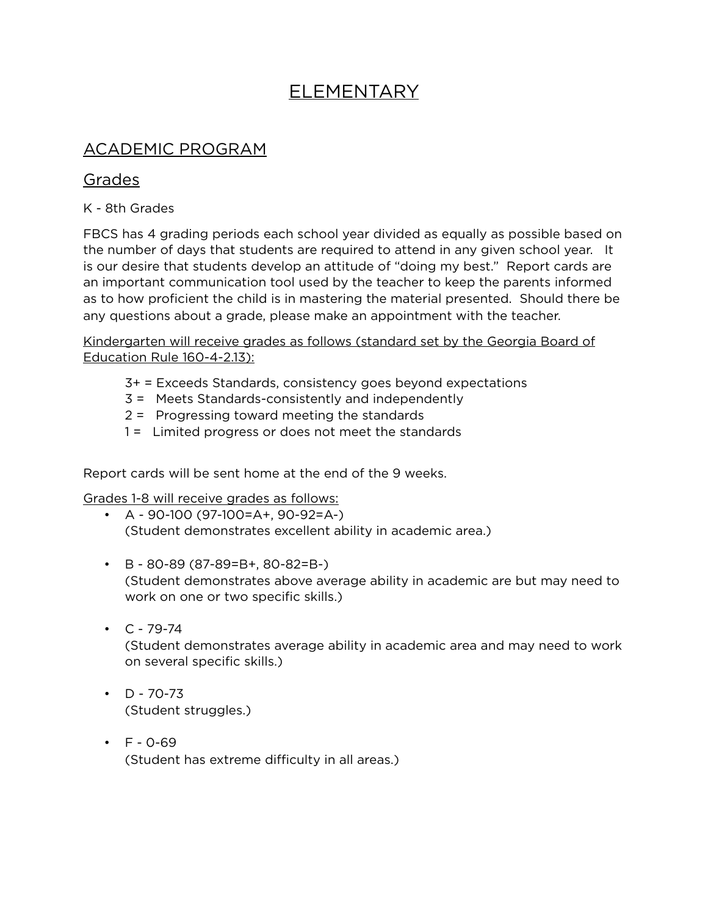# ELEMENTARY

## ACADEMIC PROGRAM

### Grades

K - 8th Grades

FBCS has 4 grading periods each school year divided as equally as possible based on the number of days that students are required to attend in any given school year. It is our desire that students develop an attitude of "doing my best." Report cards are an important communication tool used by the teacher to keep the parents informed as to how proficient the child is in mastering the material presented. Should there be any questions about a grade, please make an appointment with the teacher.

Kindergarten will receive grades as follows (standard set by the Georgia Board of Education Rule 160-4-2.13):

3+ = Exceeds Standards, consistency goes beyond expectations
3 = Meets Standards-consistently and independently
2 = Progressing toward meeting the standards
1 = Limited progress or does not meet the standards

Report cards will be sent home at the end of the 9 weeks.

Grades 1-8 will receive grades as follows:

- A - 90-100 (97-100=A+, 90-92=A-)
  (Student demonstrates excellent ability in academic area.)
- B - 80-89 (87-89=B+, 80-82=B-)
  (Student demonstrates above average ability in academic are but may need to work on one or two specific skills.)
- C - 79-74
  (Student demonstrates average ability in academic area and may need to work on several specific skills.)
- D - 70-73
  (Student struggles.)
- F - 0-69
  (Student has extreme difficulty in all areas.)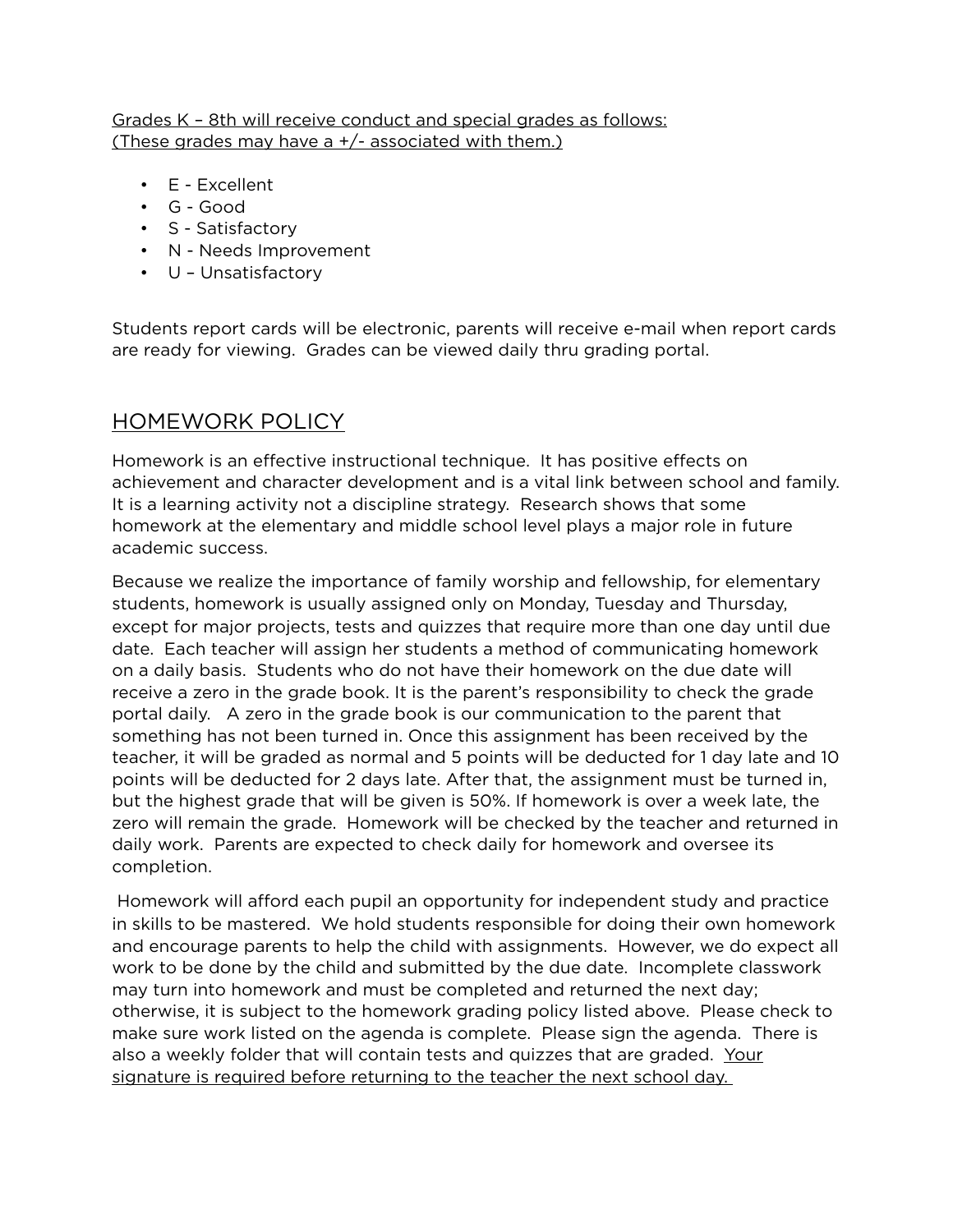<u>Grades K – 8th will receive conduct and special grades as follows:</u>
<u>(These grades may have a +/- associated with them.)</u>

- E - Excellent
- G - Good
- S - Satisfactory
- N - Needs Improvement
- U – Unsatisfactory

Students report cards will be electronic, parents will receive e-mail when report cards are ready for viewing. Grades can be viewed daily thru grading portal.

## HOMEWORK POLICY

Homework is an effective instructional technique. It has positive effects on achievement and character development and is a vital link between school and family. It is a learning activity not a discipline strategy. Research shows that some homework at the elementary and middle school level plays a major role in future academic success.

Because we realize the importance of family worship and fellowship, for elementary students, homework is usually assigned only on Monday, Tuesday and Thursday, except for major projects, tests and quizzes that require more than one day until due date. Each teacher will assign her students a method of communicating homework on a daily basis. Students who do not have their homework on the due date will receive a zero in the grade book. It is the parent's responsibility to check the grade portal daily. A zero in the grade book is our communication to the parent that something has not been turned in. Once this assignment has been received by the teacher, it will be graded as normal and 5 points will be deducted for 1 day late and 10 points will be deducted for 2 days late. After that, the assignment must be turned in, but the highest grade that will be given is 50%. If homework is over a week late, the zero will remain the grade. Homework will be checked by the teacher and returned in daily work. Parents are expected to check daily for homework and oversee its completion.

Homework will afford each pupil an opportunity for independent study and practice in skills to be mastered. We hold students responsible for doing their own homework and encourage parents to help the child with assignments. However, we do expect all work to be done by the child and submitted by the due date. Incomplete classwork may turn into homework and must be completed and returned the next day; otherwise, it is subject to the homework grading policy listed above. Please check to make sure work listed on the agenda is complete. Please sign the agenda. There is also a weekly folder that will contain tests and quizzes that are graded. <u>Your signature is required before returning to the teacher the next school day.</u>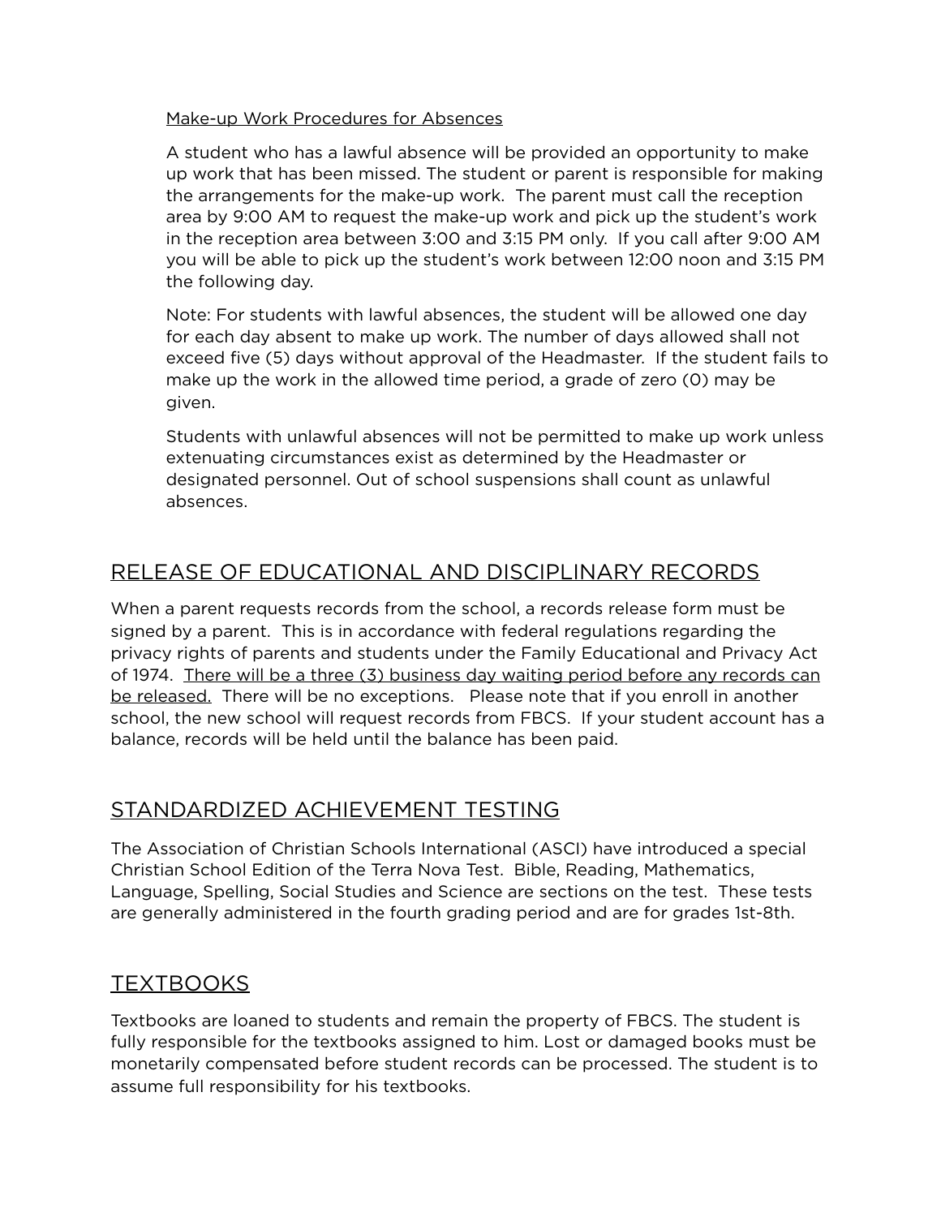Make-up Work Procedures for Absences

A student who has a lawful absence will be provided an opportunity to make up work that has been missed. The student or parent is responsible for making the arrangements for the make-up work. The parent must call the reception area by 9:00 AM to request the make-up work and pick up the student's work in the reception area between 3:00 and 3:15 PM only. If you call after 9:00 AM you will be able to pick up the student's work between 12:00 noon and 3:15 PM the following day.

Note: For students with lawful absences, the student will be allowed one day for each day absent to make up work. The number of days allowed shall not exceed five (5) days without approval of the Headmaster. If the student fails to make up the work in the allowed time period, a grade of zero (0) may be given.

Students with unlawful absences will not be permitted to make up work unless extenuating circumstances exist as determined by the Headmaster or designated personnel. Out of school suspensions shall count as unlawful absences.

## RELEASE OF EDUCATIONAL AND DISCIPLINARY RECORDS

When a parent requests records from the school, a records release form must be signed by a parent. This is in accordance with federal regulations regarding the privacy rights of parents and students under the Family Educational and Privacy Act of 1974. There will be a three (3) business day waiting period before any records can be released. There will be no exceptions. Please note that if you enroll in another school, the new school will request records from FBCS. If your student account has a balance, records will be held until the balance has been paid.

## STANDARDIZED ACHIEVEMENT TESTING

The Association of Christian Schools International (ASCI) have introduced a special Christian School Edition of the Terra Nova Test. Bible, Reading, Mathematics, Language, Spelling, Social Studies and Science are sections on the test. These tests are generally administered in the fourth grading period and are for grades 1st-8th.

## TEXTBOOKS

Textbooks are loaned to students and remain the property of FBCS. The student is fully responsible for the textbooks assigned to him. Lost or damaged books must be monetarily compensated before student records can be processed. The student is to assume full responsibility for his textbooks.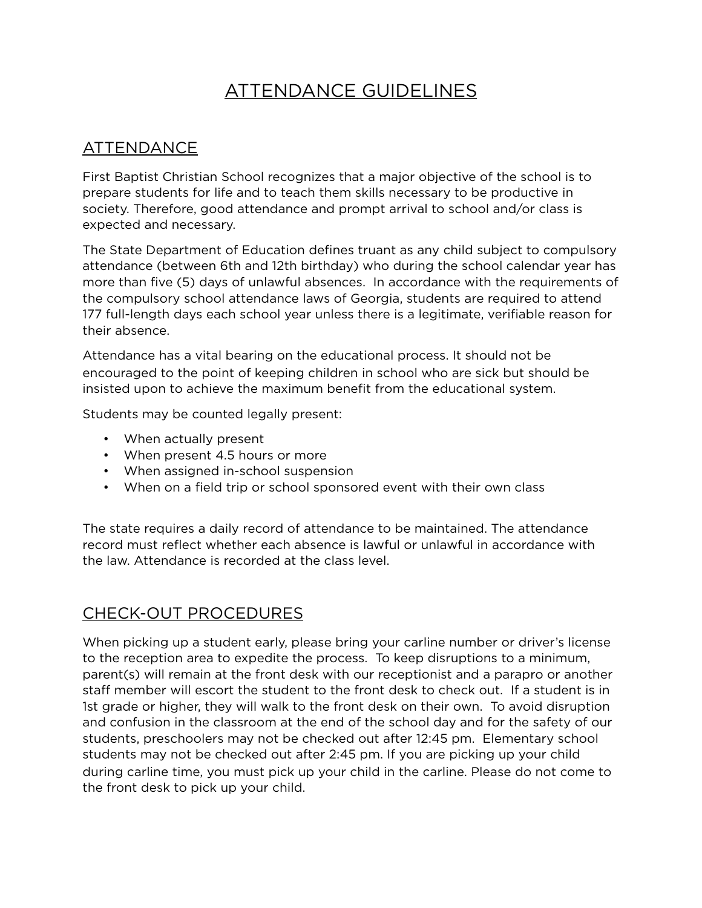# ATTENDANCE GUIDELINES

## ATTENDANCE

First Baptist Christian School recognizes that a major objective of the school is to prepare students for life and to teach them skills necessary to be productive in society. Therefore, good attendance and prompt arrival to school and/or class is expected and necessary.

The State Department of Education defines truant as any child subject to compulsory attendance (between 6th and 12th birthday) who during the school calendar year has more than five (5) days of unlawful absences. In accordance with the requirements of the compulsory school attendance laws of Georgia, students are required to attend 177 full-length days each school year unless there is a legitimate, verifiable reason for their absence.

Attendance has a vital bearing on the educational process. It should not be encouraged to the point of keeping children in school who are sick but should be insisted upon to achieve the maximum benefit from the educational system.

Students may be counted legally present:

- When actually present
- When present 4.5 hours or more
- When assigned in-school suspension
- When on a field trip or school sponsored event with their own class

The state requires a daily record of attendance to be maintained. The attendance record must reflect whether each absence is lawful or unlawful in accordance with the law. Attendance is recorded at the class level.

## CHECK-OUT PROCEDURES

When picking up a student early, please bring your carline number or driver's license to the reception area to expedite the process. To keep disruptions to a minimum, parent(s) will remain at the front desk with our receptionist and a parapro or another staff member will escort the student to the front desk to check out. If a student is in 1st grade or higher, they will walk to the front desk on their own. To avoid disruption and confusion in the classroom at the end of the school day and for the safety of our students, preschoolers may not be checked out after 12:45 pm. Elementary school students may not be checked out after 2:45 pm. If you are picking up your child during carline time, you must pick up your child in the carline. Please do not come to the front desk to pick up your child.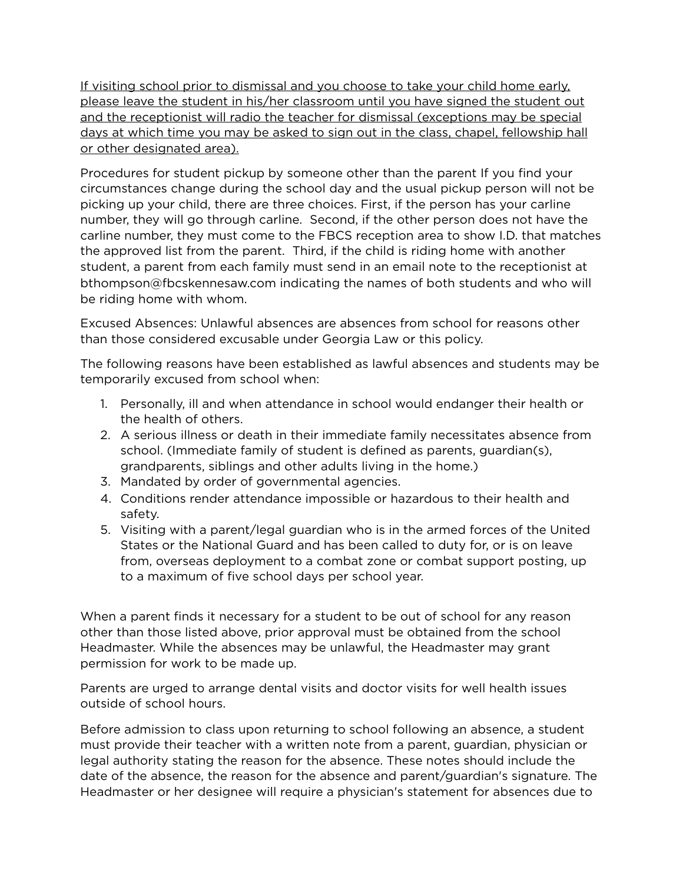<u>If visiting school prior to dismissal and you choose to take your child home early, please leave the student in his/her classroom until you have signed the student out and the receptionist will radio the teacher for dismissal (exceptions may be special days at which time you may be asked to sign out in the class, chapel, fellowship hall or other designated area).</u>

Procedures for student pickup by someone other than the parent If you find your circumstances change during the school day and the usual pickup person will not be picking up your child, there are three choices. First, if the person has your carline number, they will go through carline. Second, if the other person does not have the carline number, they must come to the FBCS reception area to show I.D. that matches the approved list from the parent. Third, if the child is riding home with another student, a parent from each family must send in an email note to the receptionist at bthompson@fbcskennesaw.com indicating the names of both students and who will be riding home with whom.

Excused Absences: Unlawful absences are absences from school for reasons other than those considered excusable under Georgia Law or this policy.

The following reasons have been established as lawful absences and students may be temporarily excused from school when:

1. Personally, ill and when attendance in school would endanger their health or the health of others.
2. A serious illness or death in their immediate family necessitates absence from school. (Immediate family of student is defined as parents, guardian(s), grandparents, siblings and other adults living in the home.)
3. Mandated by order of governmental agencies.
4. Conditions render attendance impossible or hazardous to their health and safety.
5. Visiting with a parent/legal guardian who is in the armed forces of the United States or the National Guard and has been called to duty for, or is on leave from, overseas deployment to a combat zone or combat support posting, up to a maximum of five school days per school year.

When a parent finds it necessary for a student to be out of school for any reason other than those listed above, prior approval must be obtained from the school Headmaster. While the absences may be unlawful, the Headmaster may grant permission for work to be made up.

Parents are urged to arrange dental visits and doctor visits for well health issues outside of school hours.

Before admission to class upon returning to school following an absence, a student must provide their teacher with a written note from a parent, guardian, physician or legal authority stating the reason for the absence. These notes should include the date of the absence, the reason for the absence and parent/guardian's signature. The Headmaster or her designee will require a physician's statement for absences due to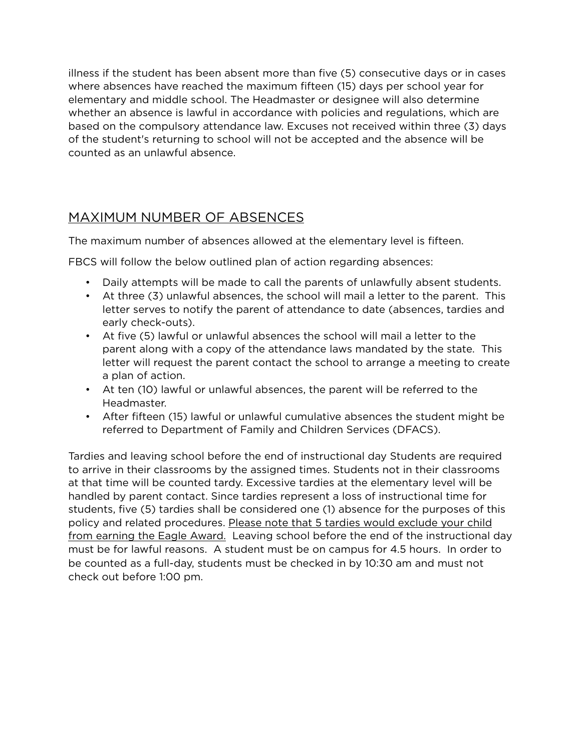illness if the student has been absent more than five (5) consecutive days or in cases where absences have reached the maximum fifteen (15) days per school year for elementary and middle school. The Headmaster or designee will also determine whether an absence is lawful in accordance with policies and regulations, which are based on the compulsory attendance law. Excuses not received within three (3) days of the student's returning to school will not be accepted and the absence will be counted as an unlawful absence.

## MAXIMUM NUMBER OF ABSENCES

The maximum number of absences allowed at the elementary level is fifteen.

FBCS will follow the below outlined plan of action regarding absences:

- Daily attempts will be made to call the parents of unlawfully absent students.
- At three (3) unlawful absences, the school will mail a letter to the parent. This letter serves to notify the parent of attendance to date (absences, tardies and early check-outs).
- At five (5) lawful or unlawful absences the school will mail a letter to the parent along with a copy of the attendance laws mandated by the state. This letter will request the parent contact the school to arrange a meeting to create a plan of action.
- At ten (10) lawful or unlawful absences, the parent will be referred to the Headmaster.
- After fifteen (15) lawful or unlawful cumulative absences the student might be referred to Department of Family and Children Services (DFACS).

Tardies and leaving school before the end of instructional day Students are required to arrive in their classrooms by the assigned times. Students not in their classrooms at that time will be counted tardy. Excessive tardies at the elementary level will be handled by parent contact. Since tardies represent a loss of instructional time for students, five (5) tardies shall be considered one (1) absence for the purposes of this policy and related procedures. <u>Please note that 5 tardies would exclude your child from earning the Eagle Award.</u> Leaving school before the end of the instructional day must be for lawful reasons. A student must be on campus for 4.5 hours. In order to be counted as a full-day, students must be checked in by 10:30 am and must not check out before 1:00 pm.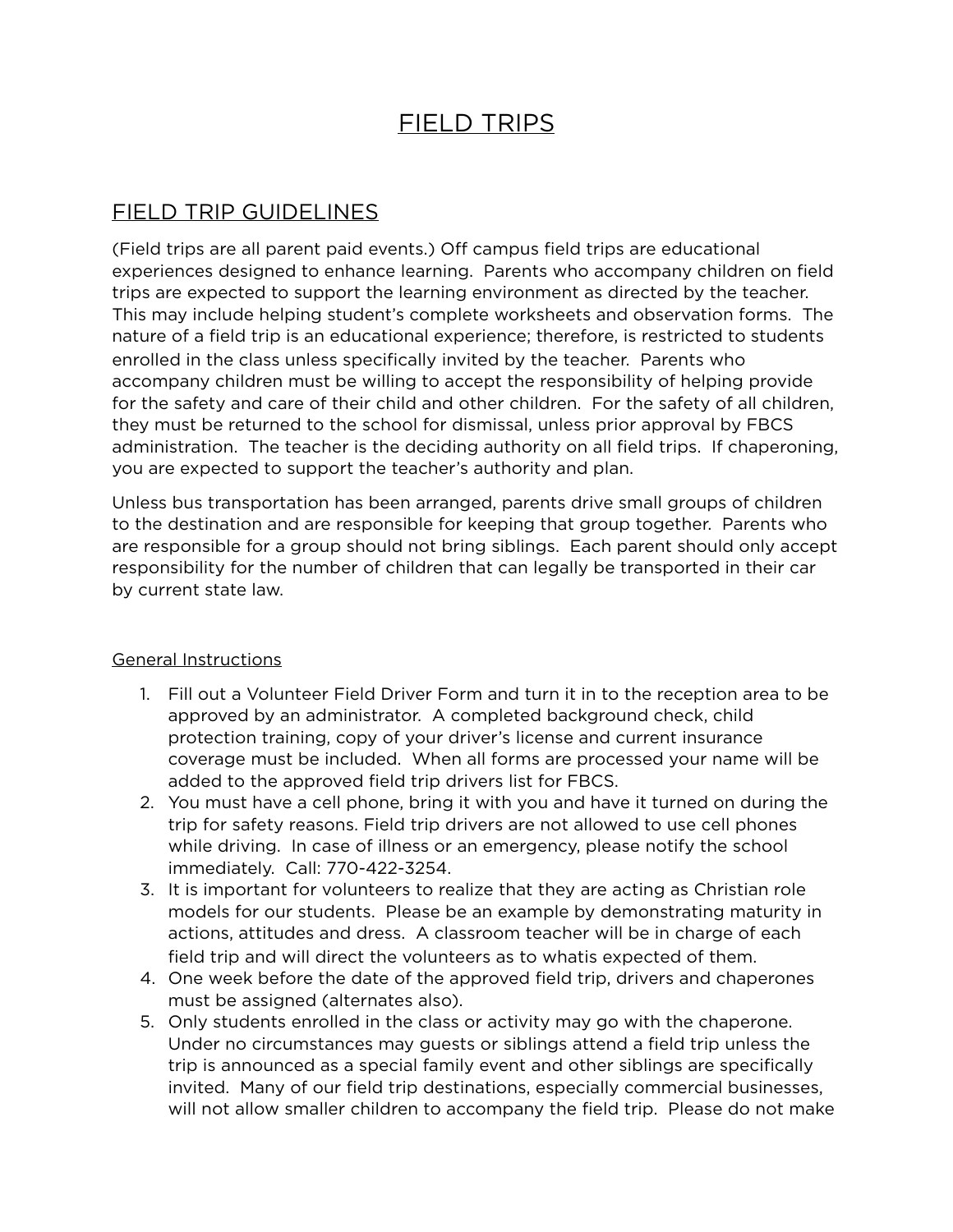# FIELD TRIPS

## FIELD TRIP GUIDELINES

(Field trips are all parent paid events.) Off campus field trips are educational experiences designed to enhance learning. Parents who accompany children on field trips are expected to support the learning environment as directed by the teacher. This may include helping student's complete worksheets and observation forms. The nature of a field trip is an educational experience; therefore, is restricted to students enrolled in the class unless specifically invited by the teacher. Parents who accompany children must be willing to accept the responsibility of helping provide for the safety and care of their child and other children. For the safety of all children, they must be returned to the school for dismissal, unless prior approval by FBCS administration. The teacher is the deciding authority on all field trips. If chaperoning, you are expected to support the teacher's authority and plan.

Unless bus transportation has been arranged, parents drive small groups of children to the destination and are responsible for keeping that group together. Parents who are responsible for a group should not bring siblings. Each parent should only accept responsibility for the number of children that can legally be transported in their car by current state law.

General Instructions

1. Fill out a Volunteer Field Driver Form and turn it in to the reception area to be approved by an administrator. A completed background check, child protection training, copy of your driver's license and current insurance coverage must be included. When all forms are processed your name will be added to the approved field trip drivers list for FBCS.
2. You must have a cell phone, bring it with you and have it turned on during the trip for safety reasons. Field trip drivers are not allowed to use cell phones while driving. In case of illness or an emergency, please notify the school immediately. Call: 770-422-3254.
3. It is important for volunteers to realize that they are acting as Christian role models for our students. Please be an example by demonstrating maturity in actions, attitudes and dress. A classroom teacher will be in charge of each field trip and will direct the volunteers as to whatis expected of them.
4. One week before the date of the approved field trip, drivers and chaperones must be assigned (alternates also).
5. Only students enrolled in the class or activity may go with the chaperone. Under no circumstances may guests or siblings attend a field trip unless the trip is announced as a special family event and other siblings are specifically invited. Many of our field trip destinations, especially commercial businesses, will not allow smaller children to accompany the field trip. Please do not make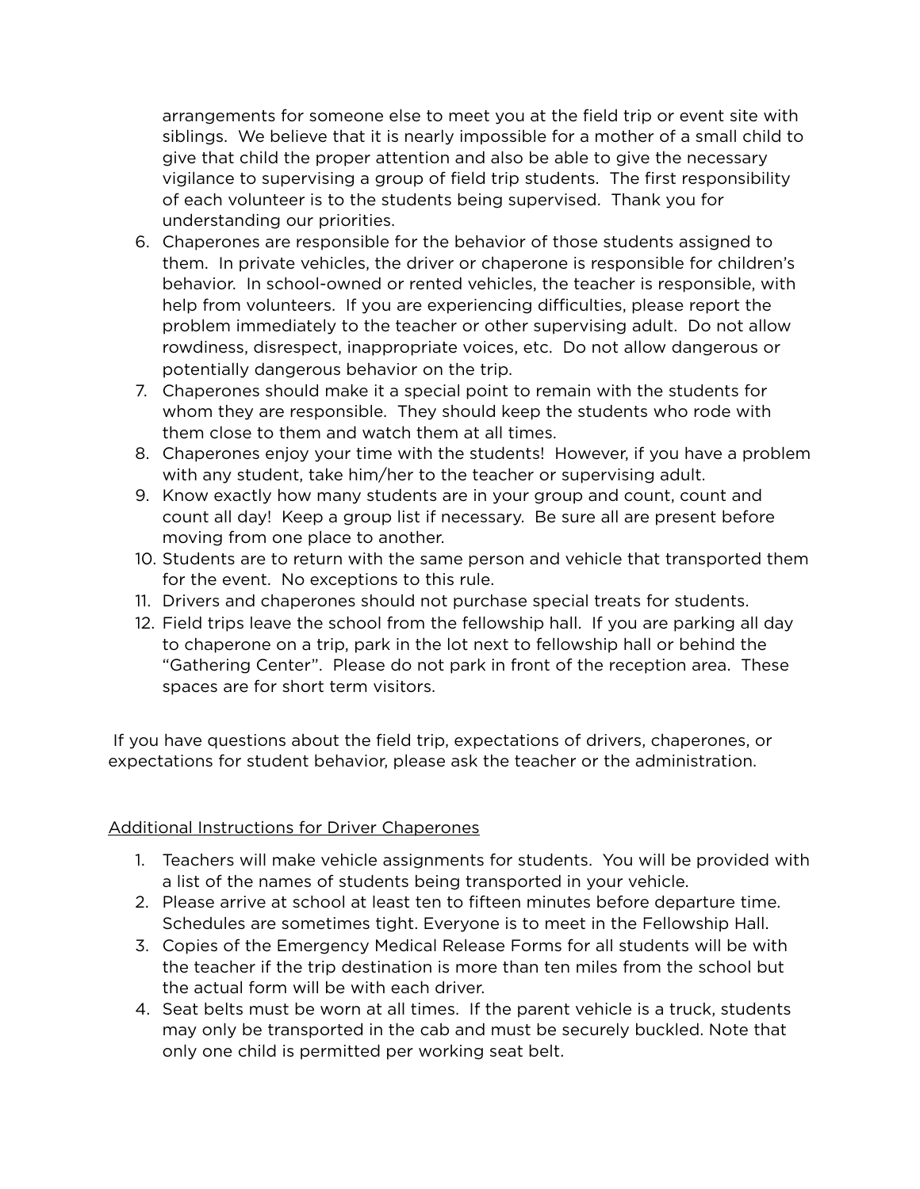arrangements for someone else to meet you at the field trip or event site with siblings. We believe that it is nearly impossible for a mother of a small child to give that child the proper attention and also be able to give the necessary vigilance to supervising a group of field trip students. The first responsibility of each volunteer is to the students being supervised. Thank you for understanding our priorities.

6. Chaperones are responsible for the behavior of those students assigned to them. In private vehicles, the driver or chaperone is responsible for children's behavior. In school-owned or rented vehicles, the teacher is responsible, with help from volunteers. If you are experiencing difficulties, please report the problem immediately to the teacher or other supervising adult. Do not allow rowdiness, disrespect, inappropriate voices, etc. Do not allow dangerous or potentially dangerous behavior on the trip.
7. Chaperones should make it a special point to remain with the students for whom they are responsible. They should keep the students who rode with them close to them and watch them at all times.
8. Chaperones enjoy your time with the students! However, if you have a problem with any student, take him/her to the teacher or supervising adult.
9. Know exactly how many students are in your group and count, count and count all day! Keep a group list if necessary. Be sure all are present before moving from one place to another.
10. Students are to return with the same person and vehicle that transported them for the event. No exceptions to this rule.
11. Drivers and chaperones should not purchase special treats for students.
12. Field trips leave the school from the fellowship hall. If you are parking all day to chaperone on a trip, park in the lot next to fellowship hall or behind the "Gathering Center". Please do not park in front of the reception area. These spaces are for short term visitors.

If you have questions about the field trip, expectations of drivers, chaperones, or expectations for student behavior, please ask the teacher or the administration.

<u>Additional Instructions for Driver Chaperones</u>

1. Teachers will make vehicle assignments for students. You will be provided with a list of the names of students being transported in your vehicle.
2. Please arrive at school at least ten to fifteen minutes before departure time. Schedules are sometimes tight. Everyone is to meet in the Fellowship Hall.
3. Copies of the Emergency Medical Release Forms for all students will be with the teacher if the trip destination is more than ten miles from the school but the actual form will be with each driver.
4. Seat belts must be worn at all times. If the parent vehicle is a truck, students may only be transported in the cab and must be securely buckled. Note that only one child is permitted per working seat belt.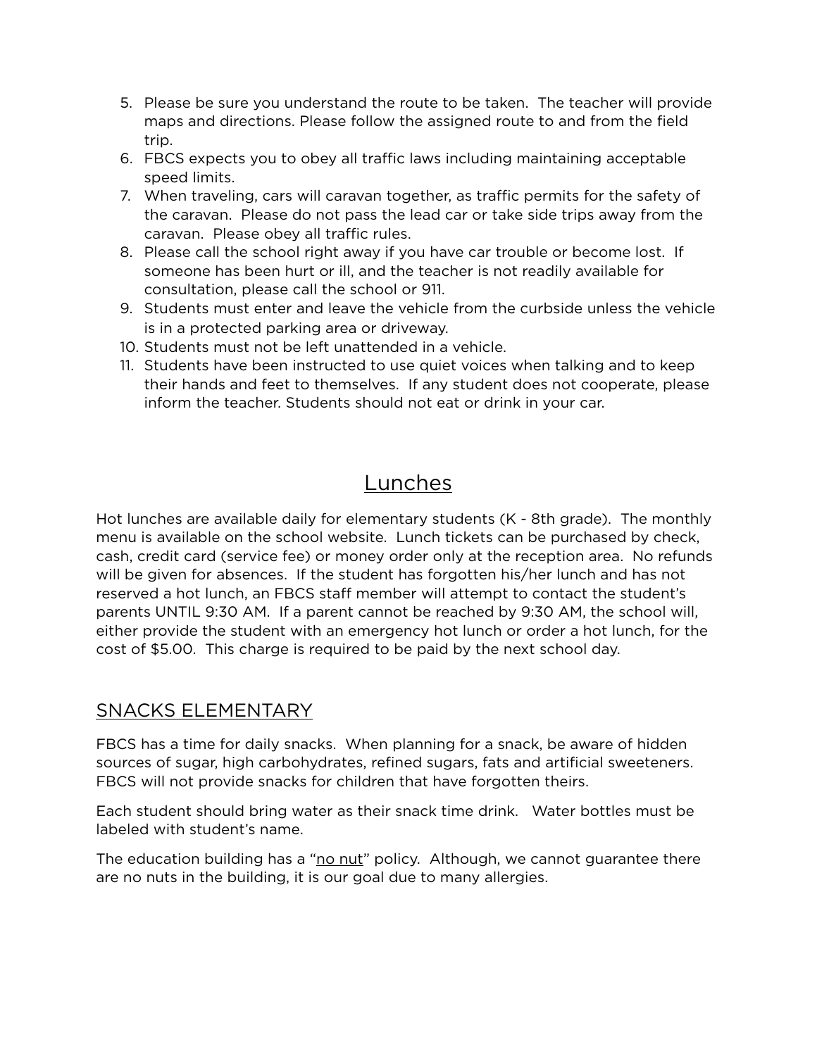5. Please be sure you understand the route to be taken. The teacher will provide maps and directions. Please follow the assigned route to and from the field trip.
6. FBCS expects you to obey all traffic laws including maintaining acceptable speed limits.
7. When traveling, cars will caravan together, as traffic permits for the safety of the caravan. Please do not pass the lead car or take side trips away from the caravan. Please obey all traffic rules.
8. Please call the school right away if you have car trouble or become lost. If someone has been hurt or ill, and the teacher is not readily available for consultation, please call the school or 911.
9. Students must enter and leave the vehicle from the curbside unless the vehicle is in a protected parking area or driveway.
10. Students must not be left unattended in a vehicle.
11. Students have been instructed to use quiet voices when talking and to keep their hands and feet to themselves. If any student does not cooperate, please inform the teacher. Students should not eat or drink in your car.

## Lunches

Hot lunches are available daily for elementary students (K - 8th grade). The monthly menu is available on the school website. Lunch tickets can be purchased by check, cash, credit card (service fee) or money order only at the reception area. No refunds will be given for absences. If the student has forgotten his/her lunch and has not reserved a hot lunch, an FBCS staff member will attempt to contact the student's parents UNTIL 9:30 AM. If a parent cannot be reached by 9:30 AM, the school will, either provide the student with an emergency hot lunch or order a hot lunch, for the cost of $5.00. This charge is required to be paid by the next school day.

## SNACKS ELEMENTARY

FBCS has a time for daily snacks. When planning for a snack, be aware of hidden sources of sugar, high carbohydrates, refined sugars, fats and artificial sweeteners. FBCS will not provide snacks for children that have forgotten theirs.

Each student should bring water as their snack time drink. Water bottles must be labeled with student's name.

The education building has a "no nut" policy. Although, we cannot guarantee there are no nuts in the building, it is our goal due to many allergies.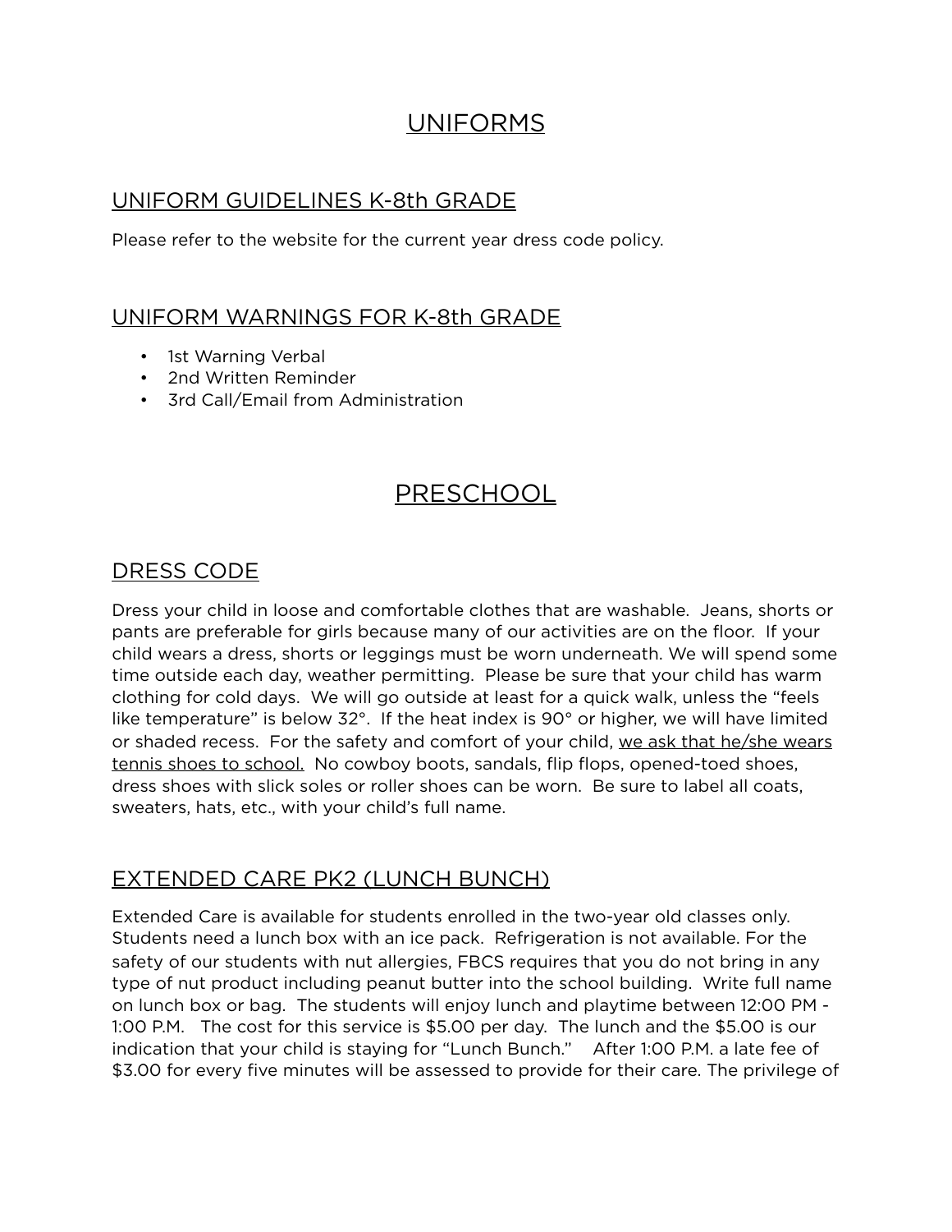# UNIFORMS

## UNIFORM GUIDELINES K-8th GRADE

Please refer to the website for the current year dress code policy.

## UNIFORM WARNINGS FOR K-8th GRADE

- 1st Warning Verbal
- 2nd Written Reminder
- 3rd Call/Email from Administration

# PRESCHOOL

## DRESS CODE

Dress your child in loose and comfortable clothes that are washable. Jeans, shorts or pants are preferable for girls because many of our activities are on the floor. If your child wears a dress, shorts or leggings must be worn underneath. We will spend some time outside each day, weather permitting. Please be sure that your child has warm clothing for cold days. We will go outside at least for a quick walk, unless the "feels like temperature" is below 32°. If the heat index is 90° or higher, we will have limited or shaded recess. For the safety and comfort of your child, <u>we ask that he/she wears tennis shoes to school.</u> No cowboy boots, sandals, flip flops, opened-toed shoes, dress shoes with slick soles or roller shoes can be worn. Be sure to label all coats, sweaters, hats, etc., with your child's full name.

## EXTENDED CARE PK2 (LUNCH BUNCH)

Extended Care is available for students enrolled in the two-year old classes only. Students need a lunch box with an ice pack. Refrigeration is not available. For the safety of our students with nut allergies, FBCS requires that you do not bring in any type of nut product including peanut butter into the school building. Write full name on lunch box or bag. The students will enjoy lunch and playtime between 12:00 PM - 1:00 P.M. The cost for this service is $5.00 per day. The lunch and the $5.00 is our indication that your child is staying for "Lunch Bunch." After 1:00 P.M. a late fee of $3.00 for every five minutes will be assessed to provide for their care. The privilege of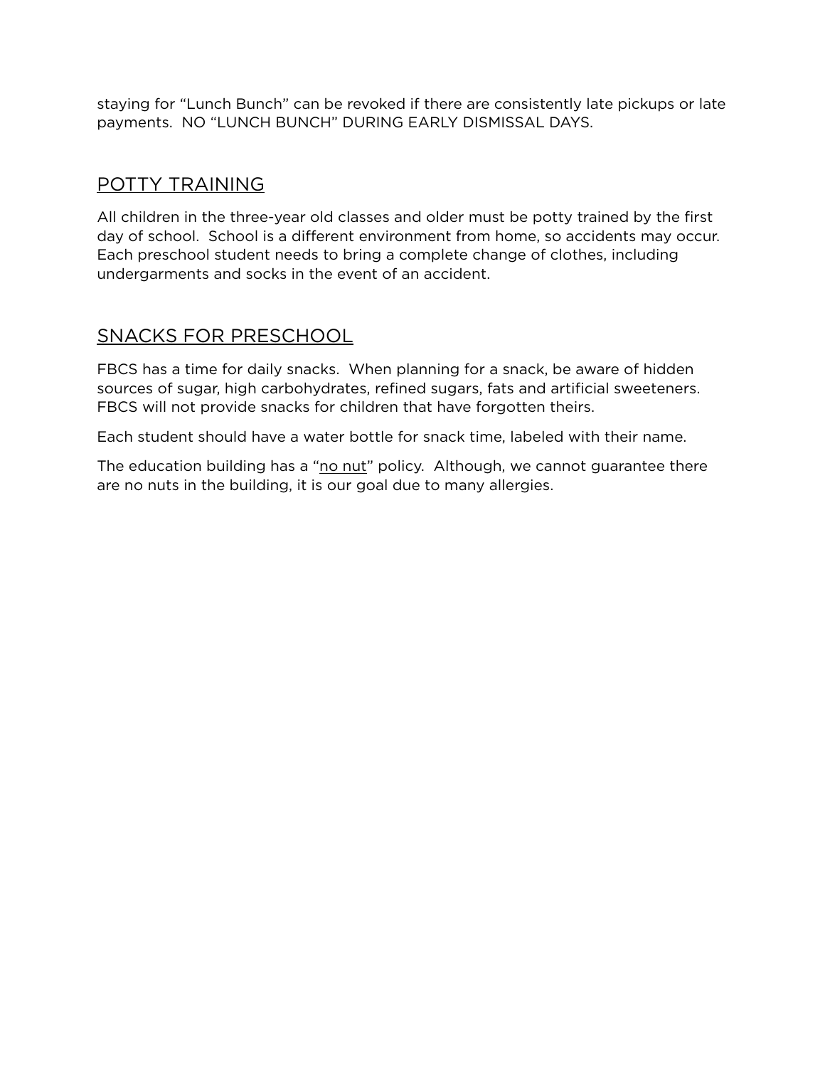staying for "Lunch Bunch" can be revoked if there are consistently late pickups or late payments. NO "LUNCH BUNCH" DURING EARLY DISMISSAL DAYS.

## POTTY TRAINING

All children in the three-year old classes and older must be potty trained by the first day of school. School is a different environment from home, so accidents may occur. Each preschool student needs to bring a complete change of clothes, including undergarments and socks in the event of an accident.

## SNACKS FOR PRESCHOOL

FBCS has a time for daily snacks. When planning for a snack, be aware of hidden sources of sugar, high carbohydrates, refined sugars, fats and artificial sweeteners. FBCS will not provide snacks for children that have forgotten theirs.

Each student should have a water bottle for snack time, labeled with their name.

The education building has a "no nut" policy. Although, we cannot guarantee there are no nuts in the building, it is our goal due to many allergies.